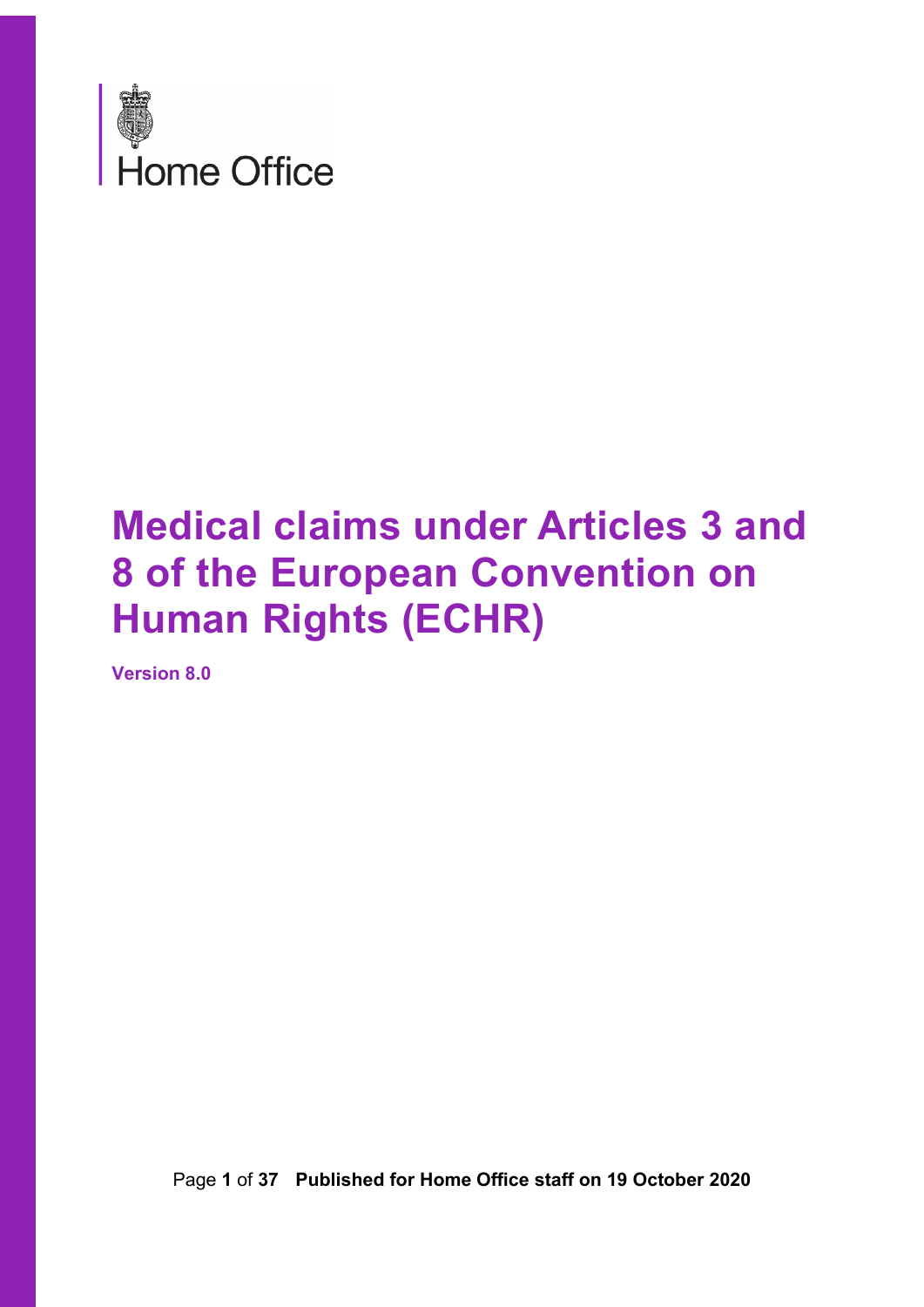Home Office

# Medical claims under Articles 3 and 8 of the European Convention on Human Rights (ECHR)

**Version 8.0**

**Published for Home Office staff on 19 October 2020**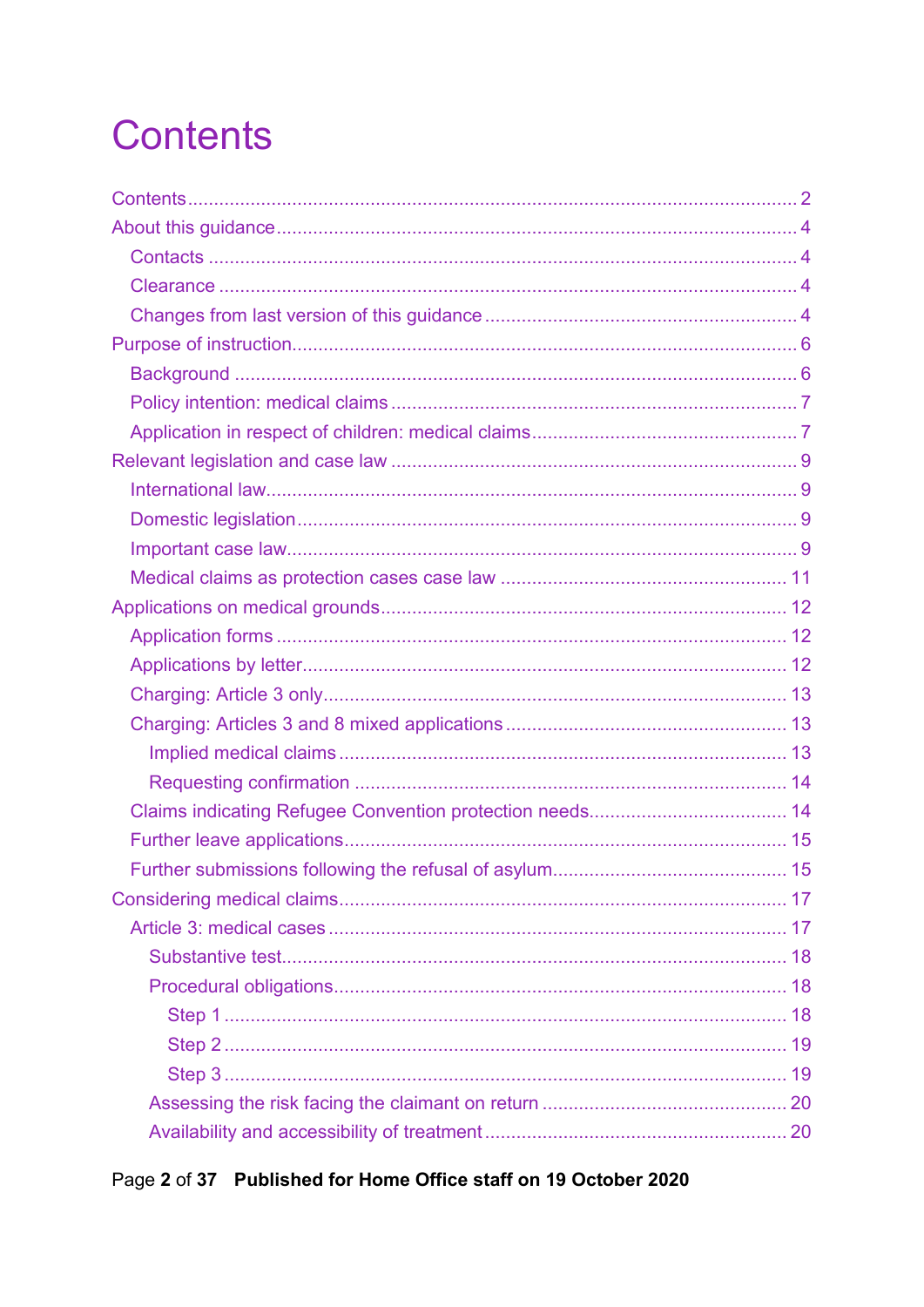# Contents

- Contents ... 2
- About this guidance ... 4
  - Contacts ... 4
  - Clearance ... 4
  - Changes from last version of this guidance ... 4
- Purpose of instruction ... 6
  - Background ... 6
  - Policy intention: medical claims ... 7
  - Application in respect of children: medical claims ... 7
- Relevant legislation and case law ... 9
  - International law ... 9
  - Domestic legislation ... 9
  - Important case law ... 9
  - Medical claims as protection cases case law ... 11
- Applications on medical grounds ... 12
  - Application forms ... 12
  - Applications by letter ... 12
  - Charging: Article 3 only ... 13
  - Charging: Articles 3 and 8 mixed applications ... 13
    - Implied medical claims ... 13
    - Requesting confirmation ... 14
  - Claims indicating Refugee Convention protection needs ... 14
  - Further leave applications ... 15
  - Further submissions following the refusal of asylum ... 15
- Considering medical claims ... 17
  - Article 3: medical cases ... 17
    - Substantive test ... 18
    - Procedural obligations ... 18
      - Step 1 ... 18
      - Step 2 ... 19
      - Step 3 ... 19
    - Assessing the risk facing the claimant on return ... 20
    - Availability and accessibility of treatment ... 20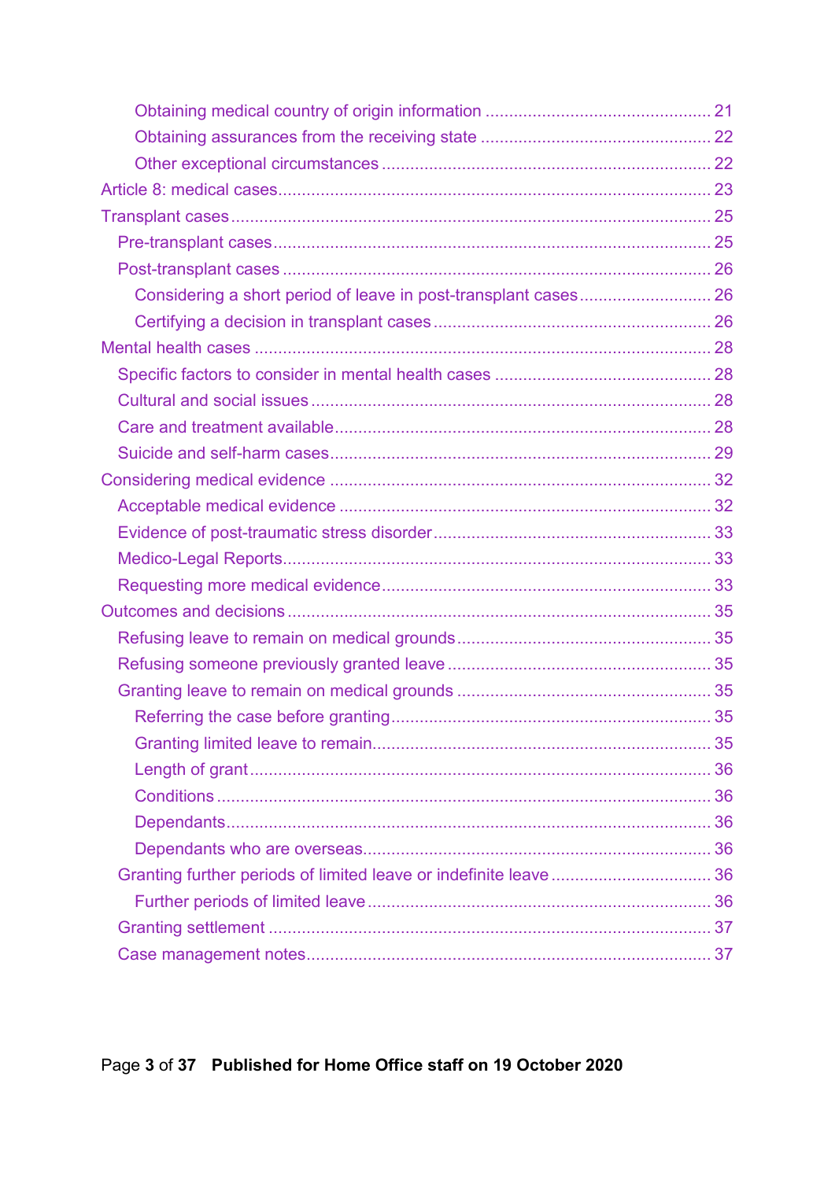- Obtaining medical country of origin information ................................................ 21
- Obtaining assurances from the receiving state ................................................ 22
- Other exceptional circumstances ..................................................................... 22

Article 8: medical cases ........................................................................................... 23

Transplant cases ...................................................................................................... 25

- Pre-transplant cases ............................................................................................ 25
- Post-transplant cases .......................................................................................... 26
  - Considering a short period of leave in post-transplant cases ........................... 26
  - Certifying a decision in transplant cases .......................................................... 26

Mental health cases ................................................................................................. 28

- Specific factors to consider in mental health cases ............................................. 28
- Cultural and social issues .................................................................................... 28
- Care and treatment available ............................................................................... 28
- Suicide and self-harm cases ................................................................................ 29

Considering medical evidence ................................................................................. 32

- Acceptable medical evidence ............................................................................... 32
- Evidence of post-traumatic stress disorder .......................................................... 33
- Medico-Legal Reports .......................................................................................... 33
- Requesting more medical evidence ..................................................................... 33

Outcomes and decisions .......................................................................................... 35

- Refusing leave to remain on medical grounds ...................................................... 35
- Refusing someone previously granted leave ........................................................ 35
- Granting leave to remain on medical grounds ...................................................... 35
  - Referring the case before granting .................................................................... 35
  - Granting limited leave to remain ........................................................................ 35
  - Length of grant .................................................................................................. 36
  - Conditions ......................................................................................................... 36
  - Dependants ....................................................................................................... 36
  - Dependants who are overseas .......................................................................... 36
- Granting further periods of limited leave or indefinite leave .................................. 36
  - Further periods of limited leave ......................................................................... 36
- Granting settlement .............................................................................................. 37
- Case management notes ...................................................................................... 37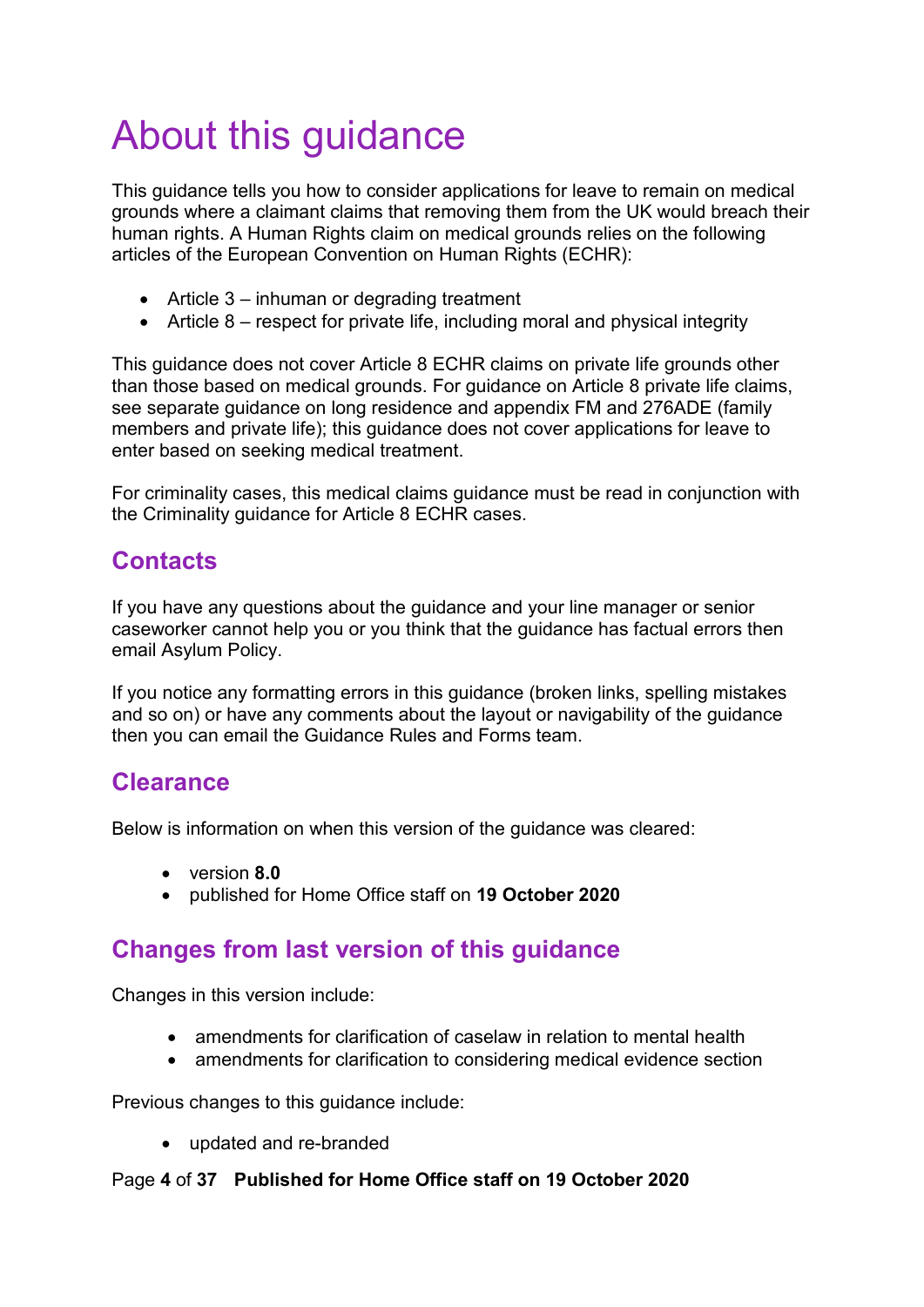# About this guidance

This guidance tells you how to consider applications for leave to remain on medical grounds where a claimant claims that removing them from the UK would breach their human rights. A Human Rights claim on medical grounds relies on the following articles of the European Convention on Human Rights (ECHR):

- Article 3 – inhuman or degrading treatment
- Article 8 – respect for private life, including moral and physical integrity

This guidance does not cover Article 8 ECHR claims on private life grounds other than those based on medical grounds. For guidance on Article 8 private life claims, see separate guidance on long residence and appendix FM and 276ADE (family members and private life); this guidance does not cover applications for leave to enter based on seeking medical treatment.

For criminality cases, this medical claims guidance must be read in conjunction with the Criminality guidance for Article 8 ECHR cases.

## Contacts

If you have any questions about the guidance and your line manager or senior caseworker cannot help you or you think that the guidance has factual errors then email Asylum Policy.

If you notice any formatting errors in this guidance (broken links, spelling mistakes and so on) or have any comments about the layout or navigability of the guidance then you can email the Guidance Rules and Forms team.

## Clearance

Below is information on when this version of the guidance was cleared:

- version **8.0**
- published for Home Office staff on **19 October 2020**

## Changes from last version of this guidance

Changes in this version include:

- amendments for clarification of caselaw in relation to mental health
- amendments for clarification to considering medical evidence section

Previous changes to this guidance include:

- updated and re-branded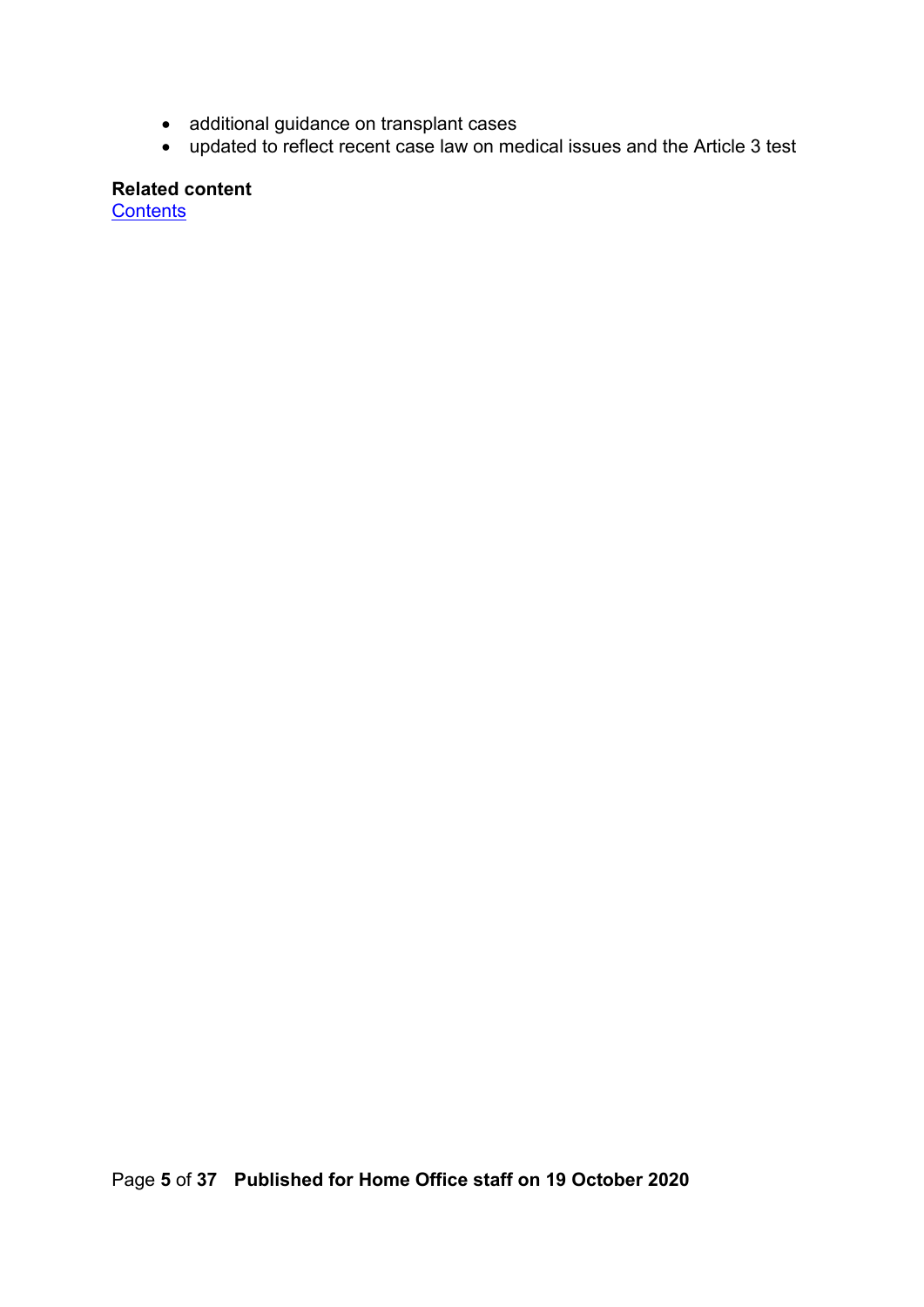- additional guidance on transplant cases
- updated to reflect recent case law on medical issues and the Article 3 test

**Related content**
Contents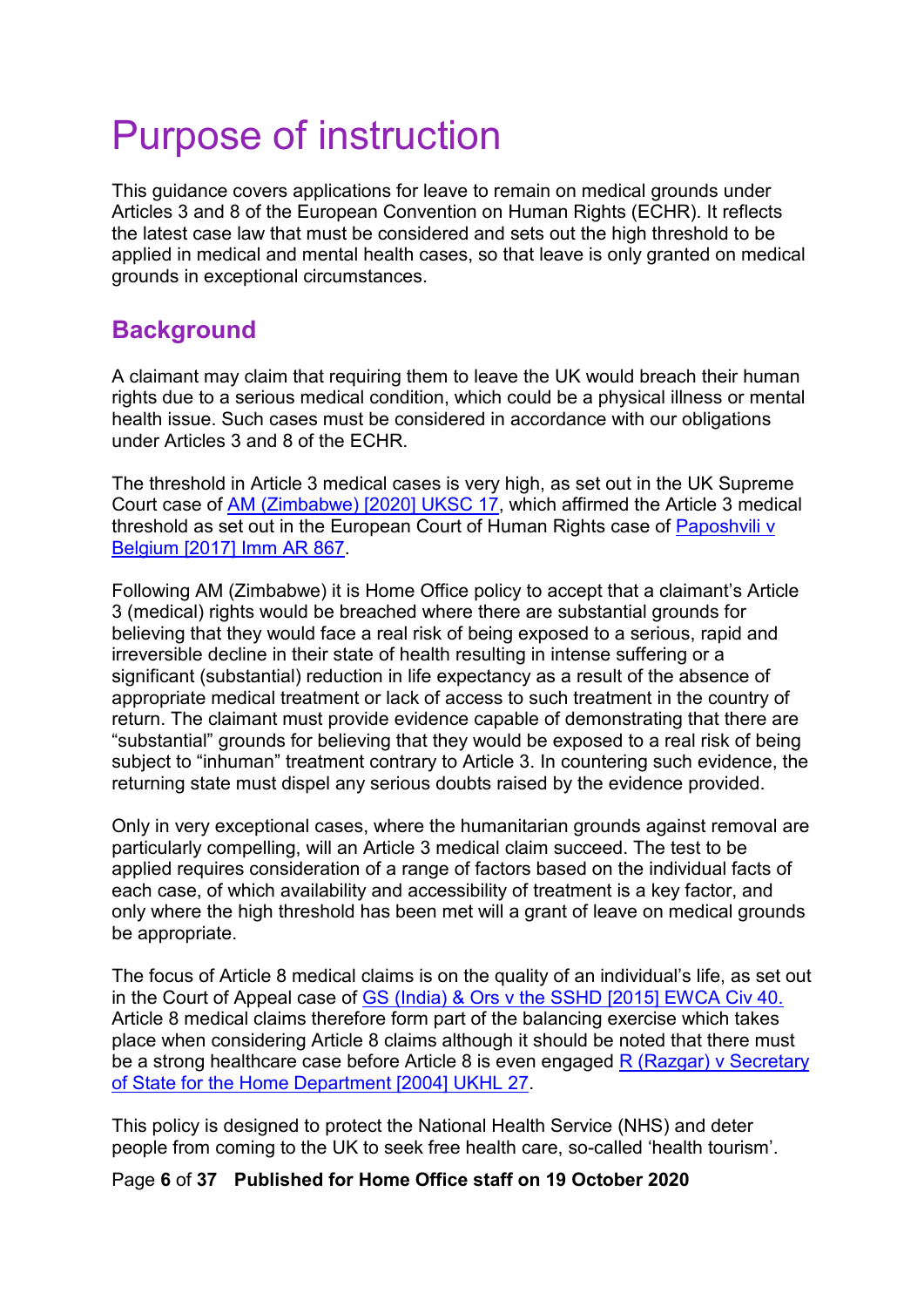# Purpose of instruction

This guidance covers applications for leave to remain on medical grounds under Articles 3 and 8 of the European Convention on Human Rights (ECHR). It reflects the latest case law that must be considered and sets out the high threshold to be applied in medical and mental health cases, so that leave is only granted on medical grounds in exceptional circumstances.

## Background

A claimant may claim that requiring them to leave the UK would breach their human rights due to a serious medical condition, which could be a physical illness or mental health issue. Such cases must be considered in accordance with our obligations under Articles 3 and 8 of the ECHR.

The threshold in Article 3 medical cases is very high, as set out in the UK Supreme Court case of AM (Zimbabwe) [2020] UKSC 17, which affirmed the Article 3 medical threshold as set out in the European Court of Human Rights case of Paposhvili v Belgium [2017] Imm AR 867.

Following AM (Zimbabwe) it is Home Office policy to accept that a claimant's Article 3 (medical) rights would be breached where there are substantial grounds for believing that they would face a real risk of being exposed to a serious, rapid and irreversible decline in their state of health resulting in intense suffering or a significant (substantial) reduction in life expectancy as a result of the absence of appropriate medical treatment or lack of access to such treatment in the country of return. The claimant must provide evidence capable of demonstrating that there are "substantial" grounds for believing that they would be exposed to a real risk of being subject to "inhuman" treatment contrary to Article 3. In countering such evidence, the returning state must dispel any serious doubts raised by the evidence provided.

Only in very exceptional cases, where the humanitarian grounds against removal are particularly compelling, will an Article 3 medical claim succeed. The test to be applied requires consideration of a range of factors based on the individual facts of each case, of which availability and accessibility of treatment is a key factor, and only where the high threshold has been met will a grant of leave on medical grounds be appropriate.

The focus of Article 8 medical claims is on the quality of an individual's life, as set out in the Court of Appeal case of GS (India) & Ors v the SSHD [2015] EWCA Civ 40. Article 8 medical claims therefore form part of the balancing exercise which takes place when considering Article 8 claims although it should be noted that there must be a strong healthcare case before Article 8 is even engaged R (Razgar) v Secretary of State for the Home Department [2004] UKHL 27.

This policy is designed to protect the National Health Service (NHS) and deter people from coming to the UK to seek free health care, so-called 'health tourism'.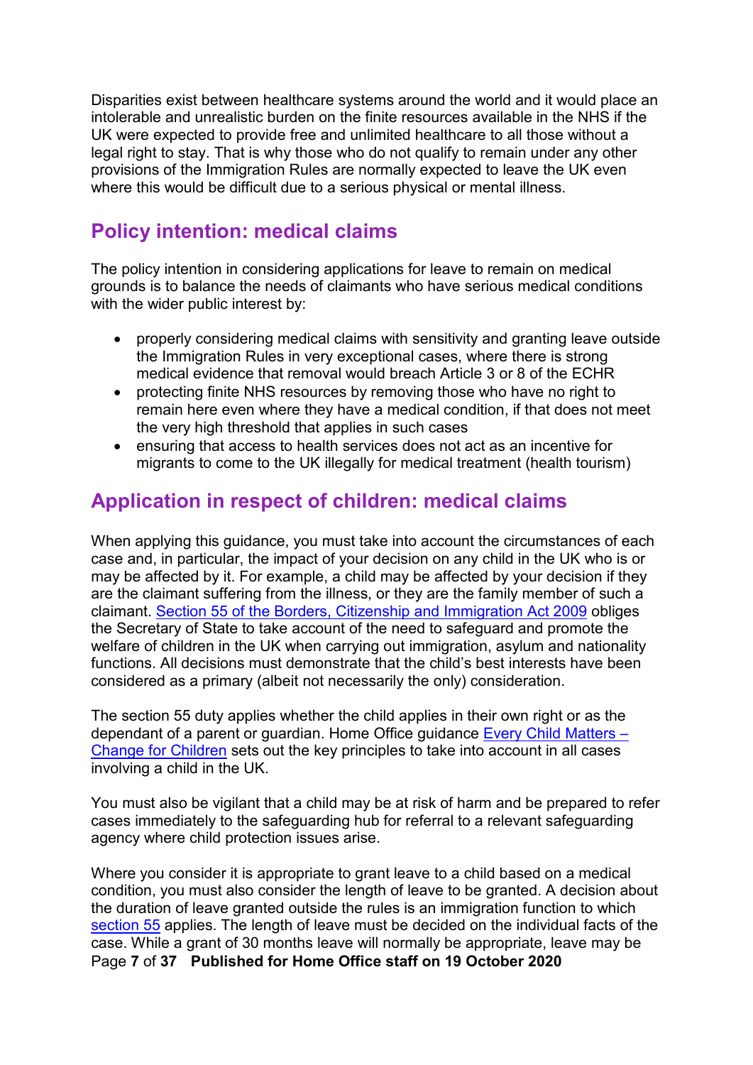Disparities exist between healthcare systems around the world and it would place an intolerable and unrealistic burden on the finite resources available in the NHS if the UK were expected to provide free and unlimited healthcare to all those without a legal right to stay. That is why those who do not qualify to remain under any other provisions of the Immigration Rules are normally expected to leave the UK even where this would be difficult due to a serious physical or mental illness.

## Policy intention: medical claims

The policy intention in considering applications for leave to remain on medical grounds is to balance the needs of claimants who have serious medical conditions with the wider public interest by:

- properly considering medical claims with sensitivity and granting leave outside the Immigration Rules in very exceptional cases, where there is strong medical evidence that removal would breach Article 3 or 8 of the ECHR
- protecting finite NHS resources by removing those who have no right to remain here even where they have a medical condition, if that does not meet the very high threshold that applies in such cases
- ensuring that access to health services does not act as an incentive for migrants to come to the UK illegally for medical treatment (health tourism)

## Application in respect of children: medical claims

When applying this guidance, you must take into account the circumstances of each case and, in particular, the impact of your decision on any child in the UK who is or may be affected by it. For example, a child may be affected by your decision if they are the claimant suffering from the illness, or they are the family member of such a claimant. Section 55 of the Borders, Citizenship and Immigration Act 2009 obliges the Secretary of State to take account of the need to safeguard and promote the welfare of children in the UK when carrying out immigration, asylum and nationality functions. All decisions must demonstrate that the child's best interests have been considered as a primary (albeit not necessarily the only) consideration.

The section 55 duty applies whether the child applies in their own right or as the dependant of a parent or guardian. Home Office guidance Every Child Matters – Change for Children sets out the key principles to take into account in all cases involving a child in the UK.

You must also be vigilant that a child may be at risk of harm and be prepared to refer cases immediately to the safeguarding hub for referral to a relevant safeguarding agency where child protection issues arise.

Where you consider it is appropriate to grant leave to a child based on a medical condition, you must also consider the length of leave to be granted. A decision about the duration of leave granted outside the rules is an immigration function to which section 55 applies. The length of leave must be decided on the individual facts of the case. While a grant of 30 months leave will normally be appropriate, leave may be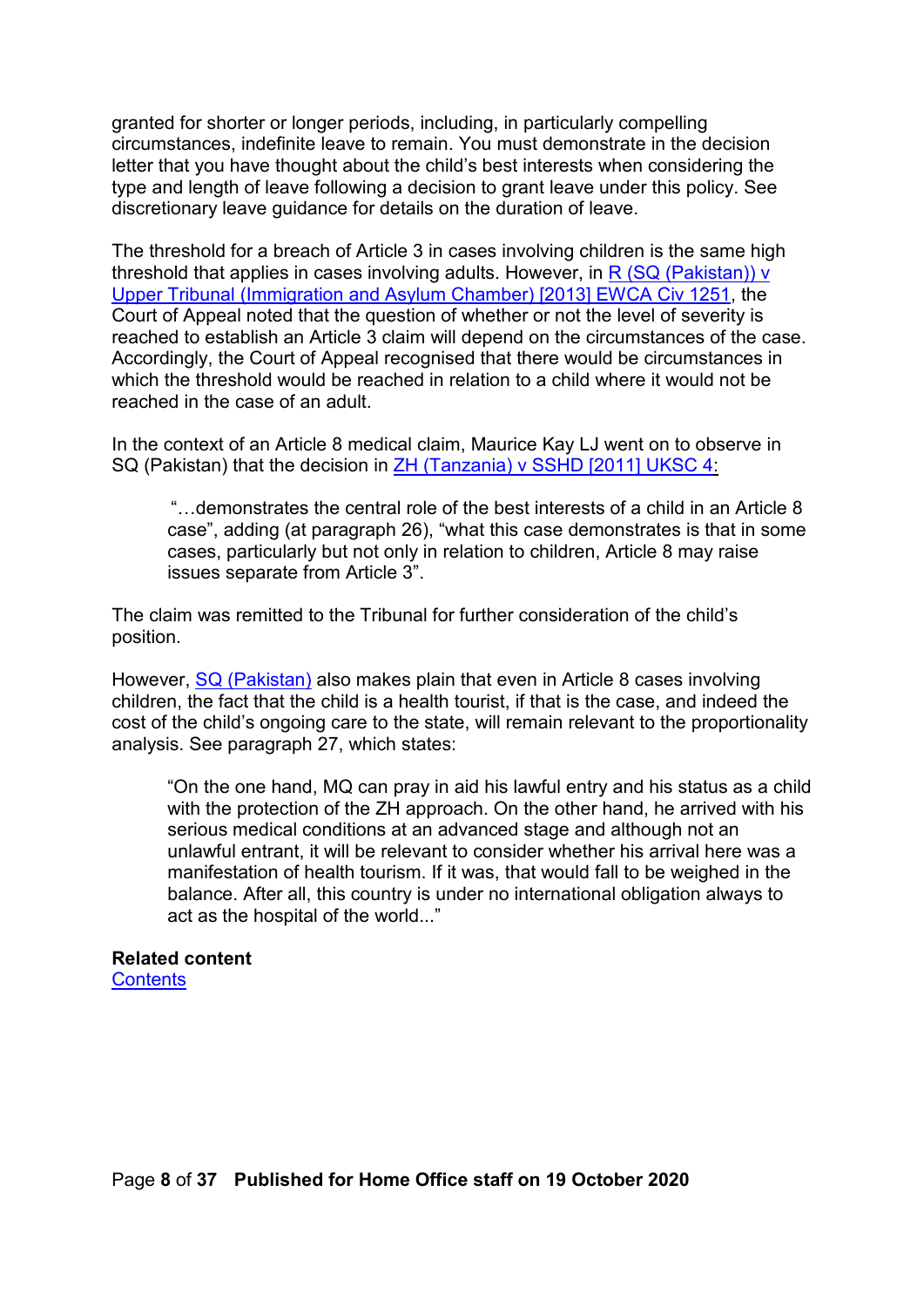granted for shorter or longer periods, including, in particularly compelling circumstances, indefinite leave to remain. You must demonstrate in the decision letter that you have thought about the child's best interests when considering the type and length of leave following a decision to grant leave under this policy. See discretionary leave guidance for details on the duration of leave.

The threshold for a breach of Article 3 in cases involving children is the same high threshold that applies in cases involving adults. However, in R (SQ (Pakistan)) v Upper Tribunal (Immigration and Asylum Chamber) [2013] EWCA Civ 1251, the Court of Appeal noted that the question of whether or not the level of severity is reached to establish an Article 3 claim will depend on the circumstances of the case. Accordingly, the Court of Appeal recognised that there would be circumstances in which the threshold would be reached in relation to a child where it would not be reached in the case of an adult.

In the context of an Article 8 medical claim, Maurice Kay LJ went on to observe in SQ (Pakistan) that the decision in ZH (Tanzania) v SSHD [2011] UKSC 4:

> "…demonstrates the central role of the best interests of a child in an Article 8 case", adding (at paragraph 26), "what this case demonstrates is that in some cases, particularly but not only in relation to children, Article 8 may raise issues separate from Article 3".

The claim was remitted to the Tribunal for further consideration of the child's position.

However, SQ (Pakistan) also makes plain that even in Article 8 cases involving children, the fact that the child is a health tourist, if that is the case, and indeed the cost of the child's ongoing care to the state, will remain relevant to the proportionality analysis. See paragraph 27, which states:

> "On the one hand, MQ can pray in aid his lawful entry and his status as a child with the protection of the ZH approach. On the other hand, he arrived with his serious medical conditions at an advanced stage and although not an unlawful entrant, it will be relevant to consider whether his arrival here was a manifestation of health tourism. If it was, that would fall to be weighed in the balance. After all, this country is under no international obligation always to act as the hospital of the world..."

**Related content**
Contents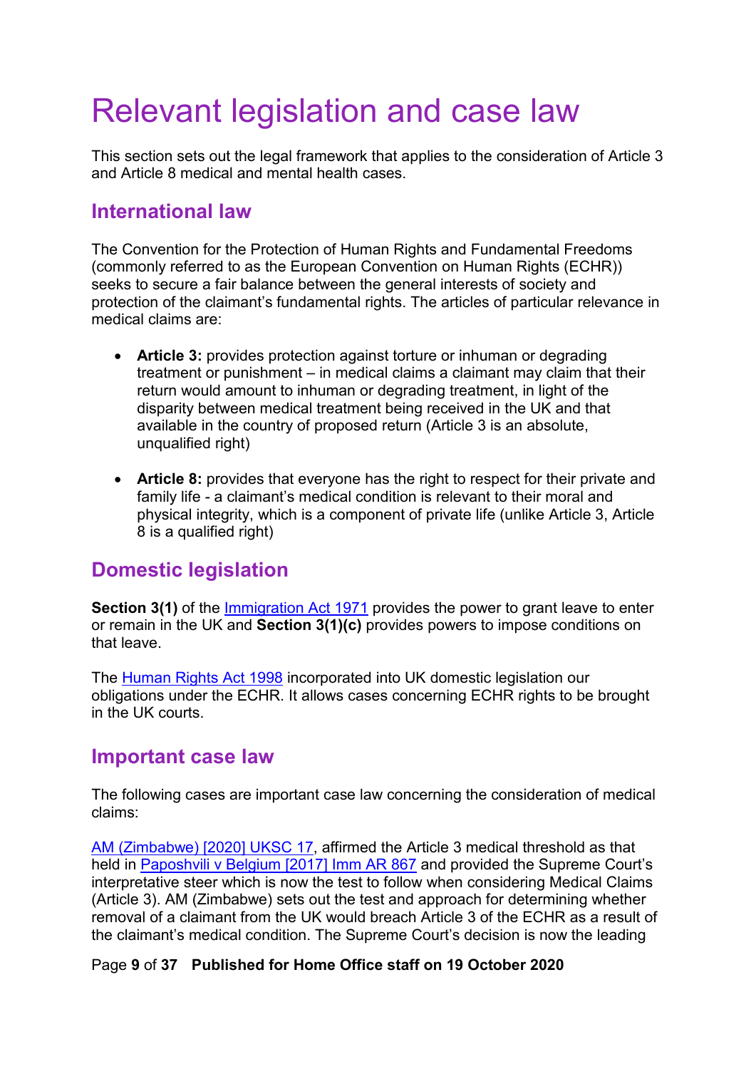# Relevant legislation and case law

This section sets out the legal framework that applies to the consideration of Article 3 and Article 8 medical and mental health cases.

## International law

The Convention for the Protection of Human Rights and Fundamental Freedoms (commonly referred to as the European Convention on Human Rights (ECHR)) seeks to secure a fair balance between the general interests of society and protection of the claimant's fundamental rights. The articles of particular relevance in medical claims are:

- **Article 3:** provides protection against torture or inhuman or degrading treatment or punishment – in medical claims a claimant may claim that their return would amount to inhuman or degrading treatment, in light of the disparity between medical treatment being received in the UK and that available in the country of proposed return (Article 3 is an absolute, unqualified right)

- **Article 8:** provides that everyone has the right to respect for their private and family life - a claimant's medical condition is relevant to their moral and physical integrity, which is a component of private life (unlike Article 3, Article 8 is a qualified right)

## Domestic legislation

**Section 3(1)** of the Immigration Act 1971 provides the power to grant leave to enter or remain in the UK and **Section 3(1)(c)** provides powers to impose conditions on that leave.

The Human Rights Act 1998 incorporated into UK domestic legislation our obligations under the ECHR. It allows cases concerning ECHR rights to be brought in the UK courts.

## Important case law

The following cases are important case law concerning the consideration of medical claims:

AM (Zimbabwe) [2020] UKSC 17, affirmed the Article 3 medical threshold as that held in Paposhvili v Belgium [2017] Imm AR 867 and provided the Supreme Court's interpretative steer which is now the test to follow when considering Medical Claims (Article 3). AM (Zimbabwe) sets out the test and approach for determining whether removal of a claimant from the UK would breach Article 3 of the ECHR as a result of the claimant's medical condition. The Supreme Court's decision is now the leading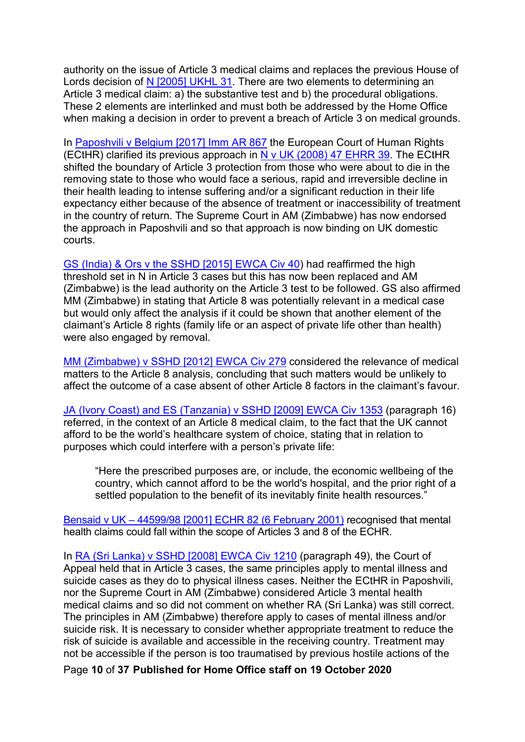authority on the issue of Article 3 medical claims and replaces the previous House of Lords decision of N [2005] UKHL 31. There are two elements to determining an Article 3 medical claim: a) the substantive test and b) the procedural obligations. These 2 elements are interlinked and must both be addressed by the Home Office when making a decision in order to prevent a breach of Article 3 on medical grounds.

In Paposhvili v Belgium [2017] Imm AR 867 the European Court of Human Rights (ECtHR) clarified its previous approach in N v UK (2008) 47 EHRR 39. The ECtHR shifted the boundary of Article 3 protection from those who were about to die in the removing state to those who would face a serious, rapid and irreversible decline in their health leading to intense suffering and/or a significant reduction in their life expectancy either because of the absence of treatment or inaccessibility of treatment in the country of return. The Supreme Court in AM (Zimbabwe) has now endorsed the approach in Paposhvili and so that approach is now binding on UK domestic courts.

GS (India) & Ors v the SSHD [2015] EWCA Civ 40) had reaffirmed the high threshold set in N in Article 3 cases but this has now been replaced and AM (Zimbabwe) is the lead authority on the Article 3 test to be followed. GS also affirmed MM (Zimbabwe) in stating that Article 8 was potentially relevant in a medical case but would only affect the analysis if it could be shown that another element of the claimant's Article 8 rights (family life or an aspect of private life other than health) were also engaged by removal.

MM (Zimbabwe) v SSHD [2012] EWCA Civ 279 considered the relevance of medical matters to the Article 8 analysis, concluding that such matters would be unlikely to affect the outcome of a case absent of other Article 8 factors in the claimant's favour.

JA (Ivory Coast) and ES (Tanzania) v SSHD [2009] EWCA Civ 1353 (paragraph 16) referred, in the context of an Article 8 medical claim, to the fact that the UK cannot afford to be the world's healthcare system of choice, stating that in relation to purposes which could interfere with a person's private life:

> "Here the prescribed purposes are, or include, the economic wellbeing of the country, which cannot afford to be the world's hospital, and the prior right of a settled population to the benefit of its inevitably finite health resources."

Bensaid v UK – 44599/98 [2001] ECHR 82 (6 February 2001) recognised that mental health claims could fall within the scope of Articles 3 and 8 of the ECHR.

In RA (Sri Lanka) v SSHD [2008] EWCA Civ 1210 (paragraph 49), the Court of Appeal held that in Article 3 cases, the same principles apply to mental illness and suicide cases as they do to physical illness cases. Neither the ECtHR in Paposhvili, nor the Supreme Court in AM (Zimbabwe) considered Article 3 mental health medical claims and so did not comment on whether RA (Sri Lanka) was still correct. The principles in AM (Zimbabwe) therefore apply to cases of mental illness and/or suicide risk. It is necessary to consider whether appropriate treatment to reduce the risk of suicide is available and accessible in the receiving country. Treatment may not be accessible if the person is too traumatised by previous hostile actions of the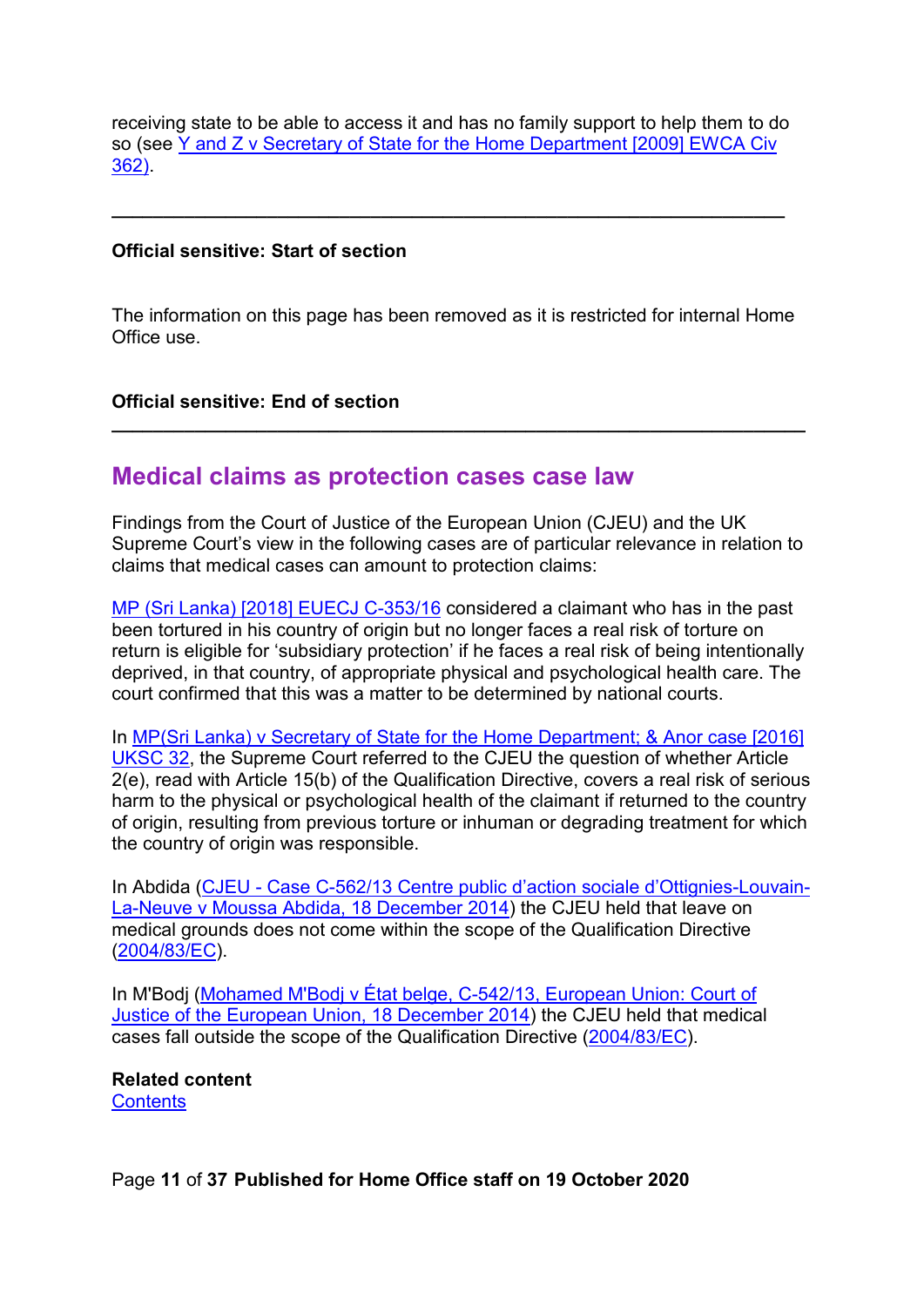receiving state to be able to access it and has no family support to help them to do so (see Y and Z v Secretary of State for the Home Department [2009] EWCA Civ 362).

---

**Official sensitive: Start of section**

The information on this page has been removed as it is restricted for internal Home Office use.

**Official sensitive: End of section**

---

## Medical claims as protection cases case law

Findings from the Court of Justice of the European Union (CJEU) and the UK Supreme Court's view in the following cases are of particular relevance in relation to claims that medical cases can amount to protection claims:

MP (Sri Lanka) [2018] EUECJ C-353/16 considered a claimant who has in the past been tortured in his country of origin but no longer faces a real risk of torture on return is eligible for 'subsidiary protection' if he faces a real risk of being intentionally deprived, in that country, of appropriate physical and psychological health care. The court confirmed that this was a matter to be determined by national courts.

In MP(Sri Lanka) v Secretary of State for the Home Department; & Anor case [2016] UKSC 32, the Supreme Court referred to the CJEU the question of whether Article 2(e), read with Article 15(b) of the Qualification Directive, covers a real risk of serious harm to the physical or psychological health of the claimant if returned to the country of origin, resulting from previous torture or inhuman or degrading treatment for which the country of origin was responsible.

In Abdida (CJEU - Case C-562/13 Centre public d'action sociale d'Ottignies-Louvain-La-Neuve v Moussa Abdida, 18 December 2014) the CJEU held that leave on medical grounds does not come within the scope of the Qualification Directive (2004/83/EC).

In M'Bodj (Mohamed M'Bodj v État belge, C-542/13, European Union: Court of Justice of the European Union, 18 December 2014) the CJEU held that medical cases fall outside the scope of the Qualification Directive (2004/83/EC).

**Related content**
Contents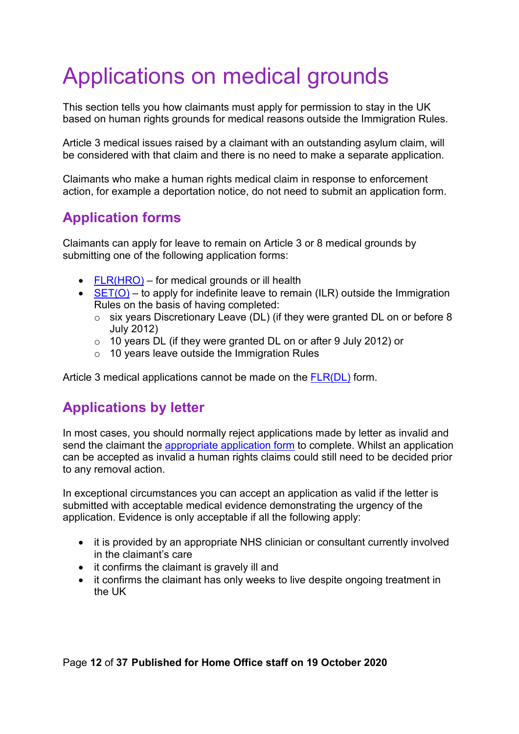# Applications on medical grounds

This section tells you how claimants must apply for permission to stay in the UK based on human rights grounds for medical reasons outside the Immigration Rules.

Article 3 medical issues raised by a claimant with an outstanding asylum claim, will be considered with that claim and there is no need to make a separate application.

Claimants who make a human rights medical claim in response to enforcement action, for example a deportation notice, do not need to submit an application form.

## Application forms

Claimants can apply for leave to remain on Article 3 or 8 medical grounds by submitting one of the following application forms:

- FLR(HRO) – for medical grounds or ill health
- SET(O) – to apply for indefinite leave to remain (ILR) outside the Immigration Rules on the basis of having completed:
  - six years Discretionary Leave (DL) (if they were granted DL on or before 8 July 2012)
  - 10 years DL (if they were granted DL on or after 9 July 2012) or
  - 10 years leave outside the Immigration Rules

Article 3 medical applications cannot be made on the FLR(DL) form.

## Applications by letter

In most cases, you should normally reject applications made by letter as invalid and send the claimant the appropriate application form to complete. Whilst an application can be accepted as invalid a human rights claims could still need to be decided prior to any removal action.

In exceptional circumstances you can accept an application as valid if the letter is submitted with acceptable medical evidence demonstrating the urgency of the application. Evidence is only acceptable if all the following apply:

- it is provided by an appropriate NHS clinician or consultant currently involved in the claimant's care
- it confirms the claimant is gravely ill and
- it confirms the claimant has only weeks to live despite ongoing treatment in the UK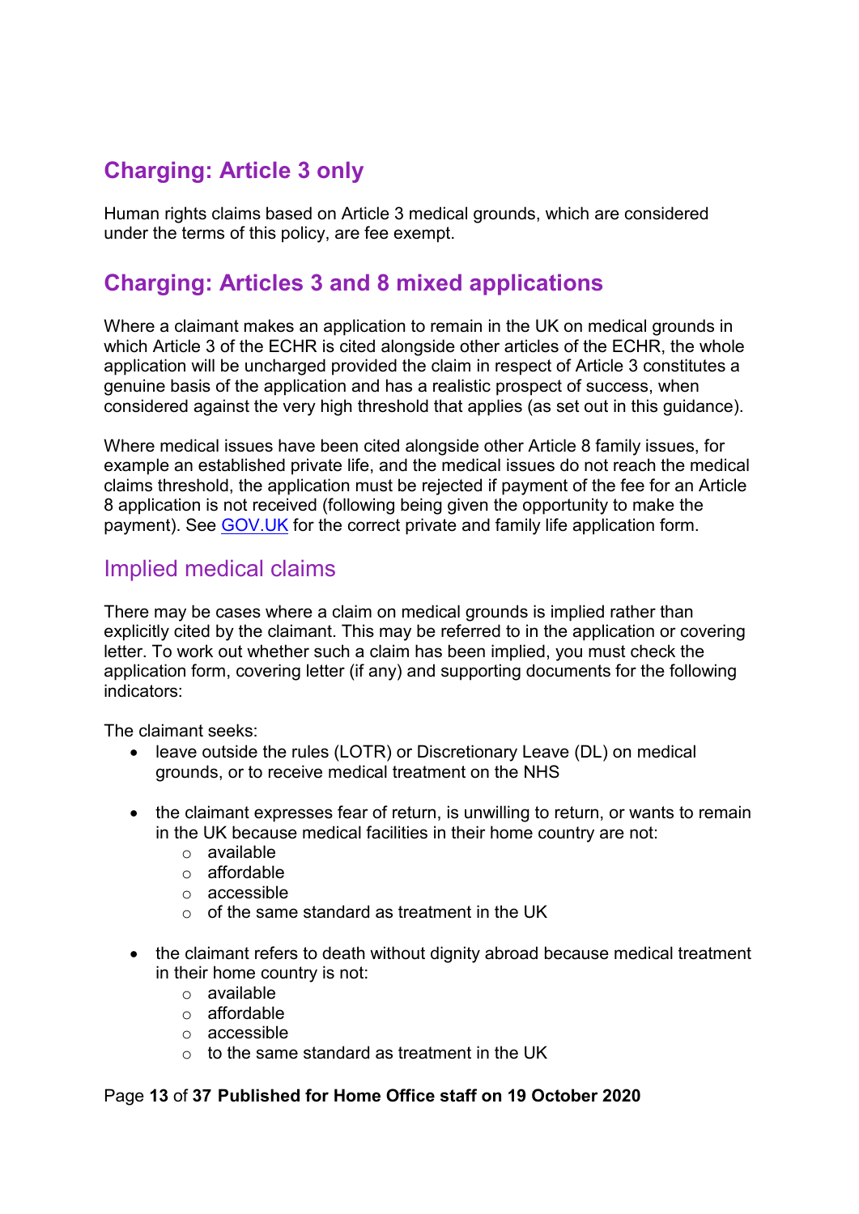## Charging: Article 3 only

Human rights claims based on Article 3 medical grounds, which are considered under the terms of this policy, are fee exempt.

## Charging: Articles 3 and 8 mixed applications

Where a claimant makes an application to remain in the UK on medical grounds in which Article 3 of the ECHR is cited alongside other articles of the ECHR, the whole application will be uncharged provided the claim in respect of Article 3 constitutes a genuine basis of the application and has a realistic prospect of success, when considered against the very high threshold that applies (as set out in this guidance).

Where medical issues have been cited alongside other Article 8 family issues, for example an established private life, and the medical issues do not reach the medical claims threshold, the application must be rejected if payment of the fee for an Article 8 application is not received (following being given the opportunity to make the payment). See GOV.UK for the correct private and family life application form.

### Implied medical claims

There may be cases where a claim on medical grounds is implied rather than explicitly cited by the claimant. This may be referred to in the application or covering letter. To work out whether such a claim has been implied, you must check the application form, covering letter (if any) and supporting documents for the following indicators:

The claimant seeks:

- leave outside the rules (LOTR) or Discretionary Leave (DL) on medical grounds, or to receive medical treatment on the NHS

- the claimant expresses fear of return, is unwilling to return, or wants to remain in the UK because medical facilities in their home country are not:
    - available
    - affordable
    - accessible
    - of the same standard as treatment in the UK

- the claimant refers to death without dignity abroad because medical treatment in their home country is not:
    - available
    - affordable
    - accessible
    - to the same standard as treatment in the UK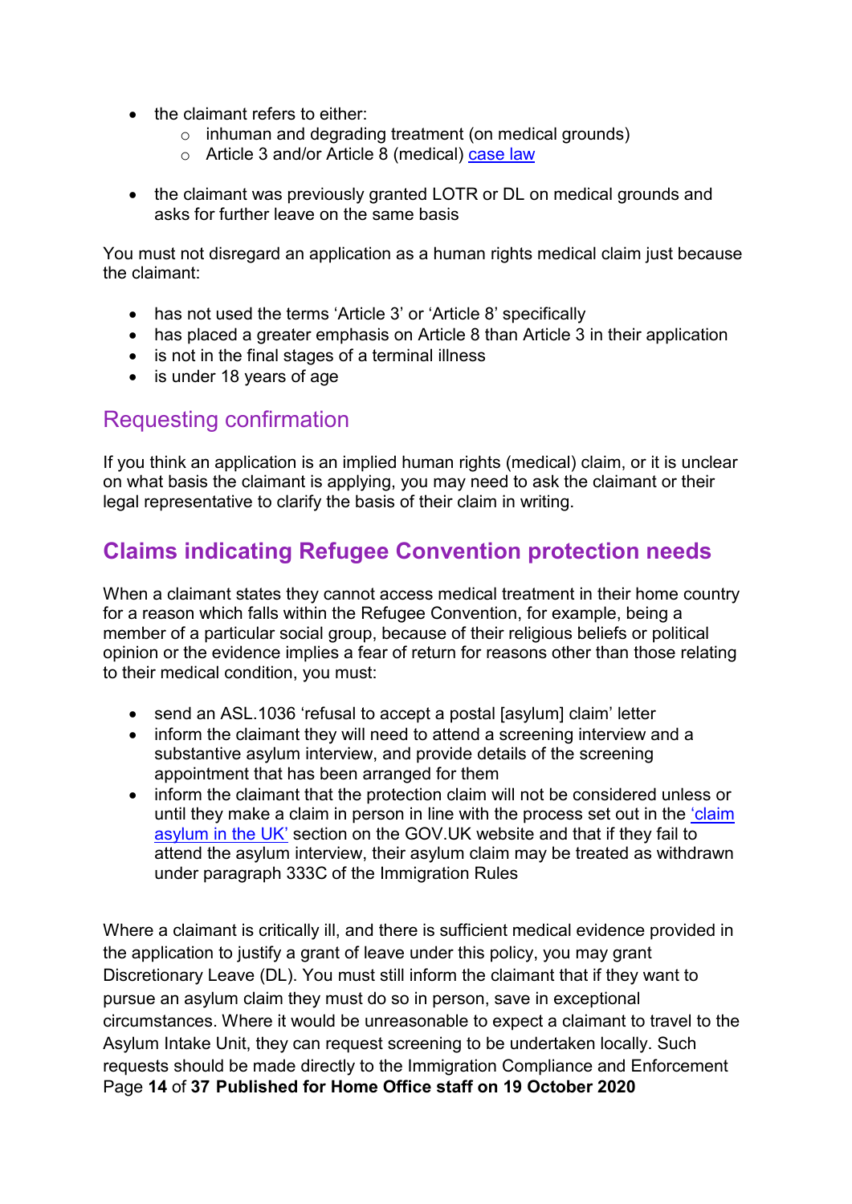- the claimant refers to either:
    - inhuman and degrading treatment (on medical grounds)
    - Article 3 and/or Article 8 (medical) case law
- the claimant was previously granted LOTR or DL on medical grounds and asks for further leave on the same basis

You must not disregard an application as a human rights medical claim just because the claimant:

- has not used the terms 'Article 3' or 'Article 8' specifically
- has placed a greater emphasis on Article 8 than Article 3 in their application
- is not in the final stages of a terminal illness
- is under 18 years of age

### Requesting confirmation

If you think an application is an implied human rights (medical) claim, or it is unclear on what basis the claimant is applying, you may need to ask the claimant or their legal representative to clarify the basis of their claim in writing.

## Claims indicating Refugee Convention protection needs

When a claimant states they cannot access medical treatment in their home country for a reason which falls within the Refugee Convention, for example, being a member of a particular social group, because of their religious beliefs or political opinion or the evidence implies a fear of return for reasons other than those relating to their medical condition, you must:

- send an ASL.1036 'refusal to accept a postal [asylum] claim' letter
- inform the claimant they will need to attend a screening interview and a substantive asylum interview, and provide details of the screening appointment that has been arranged for them
- inform the claimant that the protection claim will not be considered unless or until they make a claim in person in line with the process set out in the 'claim asylum in the UK' section on the GOV.UK website and that if they fail to attend the asylum interview, their asylum claim may be treated as withdrawn under paragraph 333C of the Immigration Rules

Where a claimant is critically ill, and there is sufficient medical evidence provided in the application to justify a grant of leave under this policy, you may grant Discretionary Leave (DL). You must still inform the claimant that if they want to pursue an asylum claim they must do so in person, save in exceptional circumstances. Where it would be unreasonable to expect a claimant to travel to the Asylum Intake Unit, they can request screening to be undertaken locally. Such requests should be made directly to the Immigration Compliance and Enforcement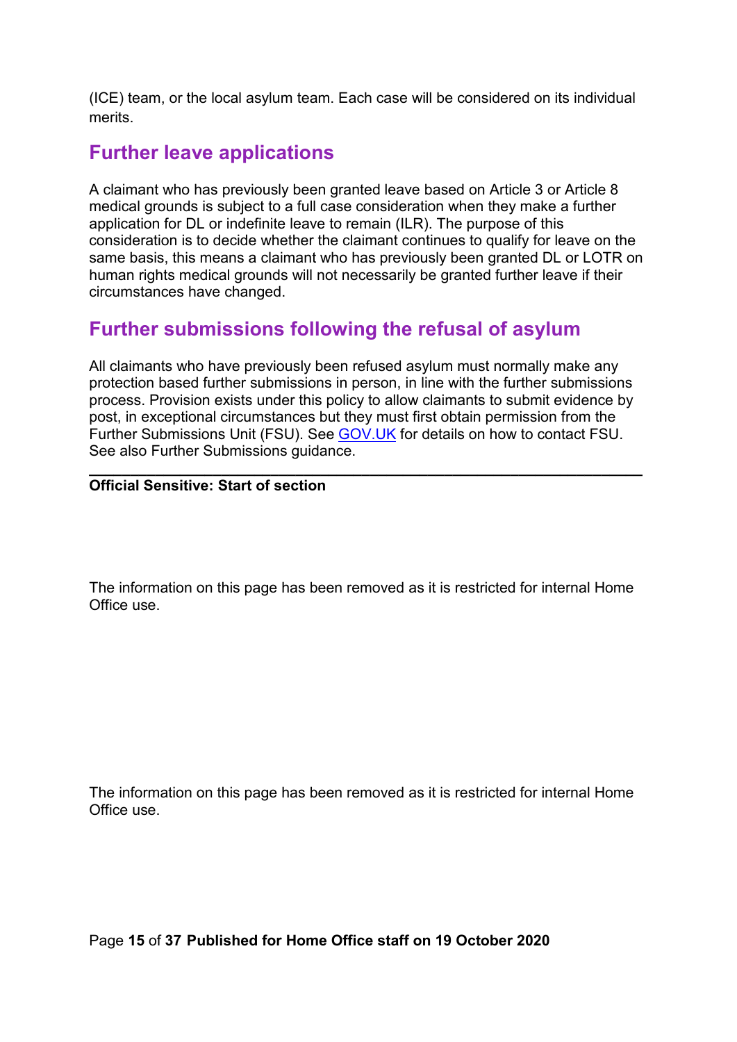(ICE) team, or the local asylum team. Each case will be considered on its individual merits.

## Further leave applications

A claimant who has previously been granted leave based on Article 3 or Article 8 medical grounds is subject to a full case consideration when they make a further application for DL or indefinite leave to remain (ILR). The purpose of this consideration is to decide whether the claimant continues to qualify for leave on the same basis, this means a claimant who has previously been granted DL or LOTR on human rights medical grounds will not necessarily be granted further leave if their circumstances have changed.

## Further submissions following the refusal of asylum

All claimants who have previously been refused asylum must normally make any protection based further submissions in person, in line with the further submissions process. Provision exists under this policy to allow claimants to submit evidence by post, in exceptional circumstances but they must first obtain permission from the Further Submissions Unit (FSU). See GOV.UK for details on how to contact FSU. See also Further Submissions guidance.

---

**Official Sensitive: Start of section**

The information on this page has been removed as it is restricted for internal Home Office use.

The information on this page has been removed as it is restricted for internal Home Office use.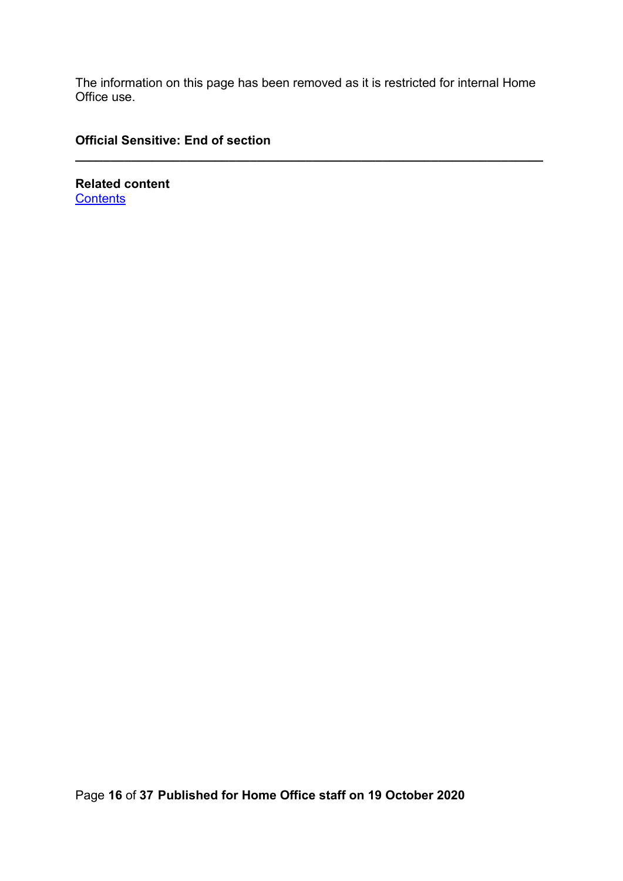The information on this page has been removed as it is restricted for internal Home Office use.

**Official Sensitive: End of section**

---

**Related content**
[Contents]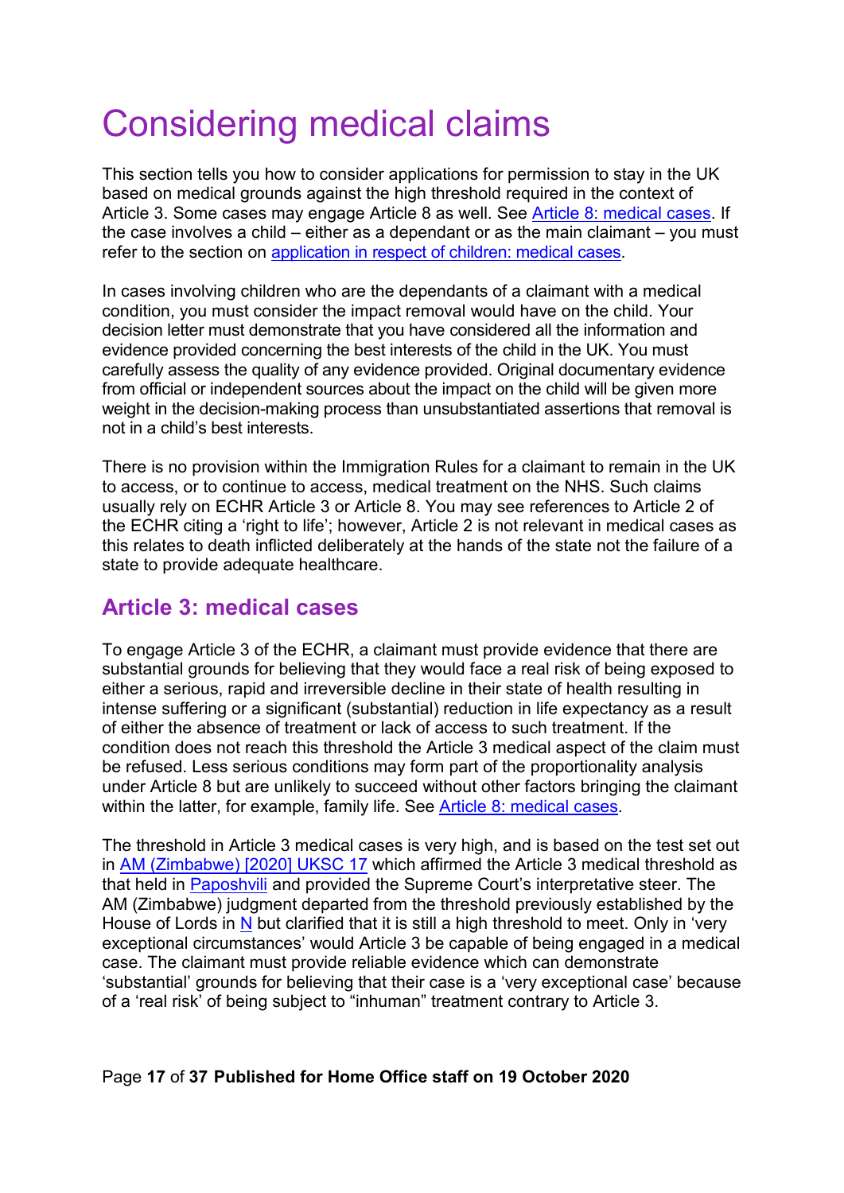# Considering medical claims

This section tells you how to consider applications for permission to stay in the UK based on medical grounds against the high threshold required in the context of Article 3. Some cases may engage Article 8 as well. See [Article 8: medical cases](). If the case involves a child – either as a dependant or as the main claimant – you must refer to the section on [application in respect of children: medical cases]().

In cases involving children who are the dependants of a claimant with a medical condition, you must consider the impact removal would have on the child. Your decision letter must demonstrate that you have considered all the information and evidence provided concerning the best interests of the child in the UK. You must carefully assess the quality of any evidence provided. Original documentary evidence from official or independent sources about the impact on the child will be given more weight in the decision-making process than unsubstantiated assertions that removal is not in a child's best interests.

There is no provision within the Immigration Rules for a claimant to remain in the UK to access, or to continue to access, medical treatment on the NHS. Such claims usually rely on ECHR Article 3 or Article 8. You may see references to Article 2 of the ECHR citing a 'right to life'; however, Article 2 is not relevant in medical cases as this relates to death inflicted deliberately at the hands of the state not the failure of a state to provide adequate healthcare.

## Article 3: medical cases

To engage Article 3 of the ECHR, a claimant must provide evidence that there are substantial grounds for believing that they would face a real risk of being exposed to either a serious, rapid and irreversible decline in their state of health resulting in intense suffering or a significant (substantial) reduction in life expectancy as a result of either the absence of treatment or lack of access to such treatment. If the condition does not reach this threshold the Article 3 medical aspect of the claim must be refused. Less serious conditions may form part of the proportionality analysis under Article 8 but are unlikely to succeed without other factors bringing the claimant within the latter, for example, family life. See [Article 8: medical cases]().

The threshold in Article 3 medical cases is very high, and is based on the test set out in [AM (Zimbabwe) [2020] UKSC 17]() which affirmed the Article 3 medical threshold as that held in [Paposhvili]() and provided the Supreme Court's interpretative steer. The AM (Zimbabwe) judgment departed from the threshold previously established by the House of Lords in [N]() but clarified that it is still a high threshold to meet. Only in 'very exceptional circumstances' would Article 3 be capable of being engaged in a medical case. The claimant must provide reliable evidence which can demonstrate 'substantial' grounds for believing that their case is a 'very exceptional case' because of a 'real risk' of being subject to "inhuman" treatment contrary to Article 3.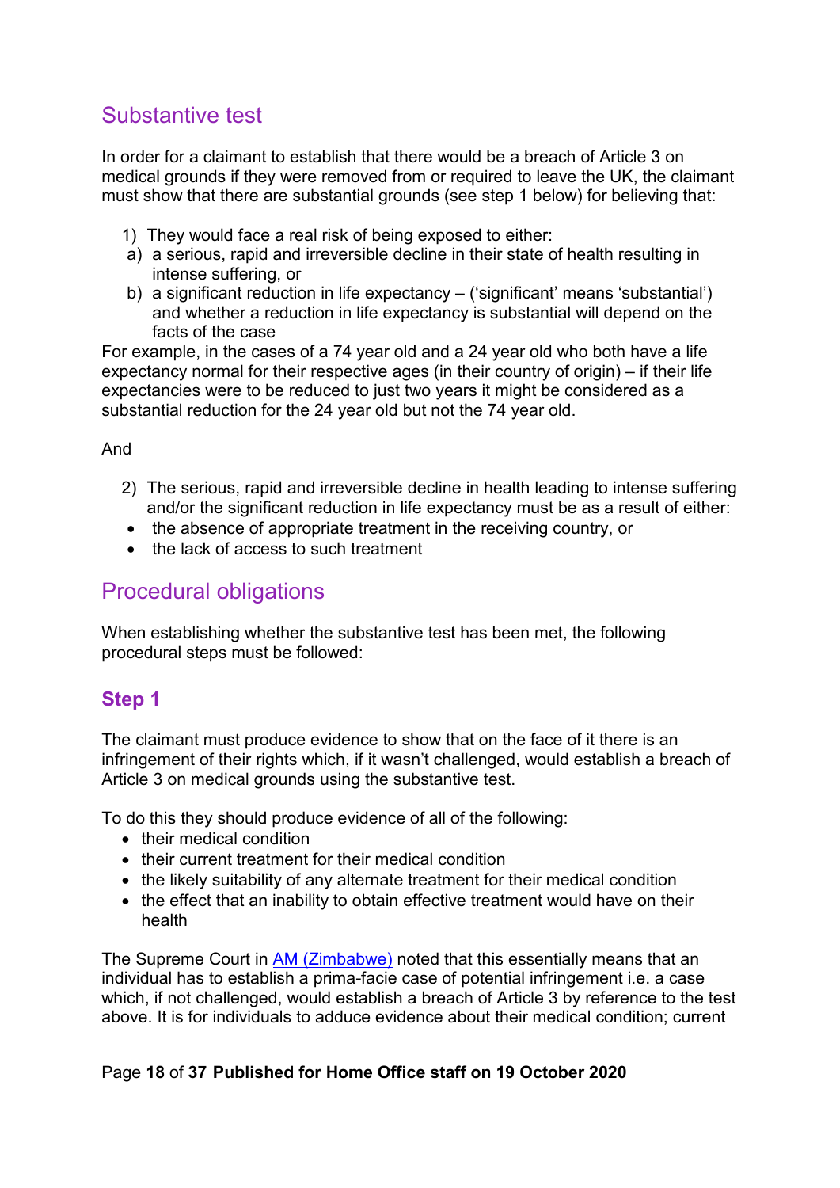## Substantive test

In order for a claimant to establish that there would be a breach of Article 3 on medical grounds if they were removed from or required to leave the UK, the claimant must show that there are substantial grounds (see step 1 below) for believing that:

1) They would face a real risk of being exposed to either:
   a) a serious, rapid and irreversible decline in their state of health resulting in intense suffering, or
   b) a significant reduction in life expectancy – ('significant' means 'substantial') and whether a reduction in life expectancy is substantial will depend on the facts of the case

For example, in the cases of a 74 year old and a 24 year old who both have a life expectancy normal for their respective ages (in their country of origin) – if their life expectancies were to be reduced to just two years it might be considered as a substantial reduction for the 24 year old but not the 74 year old.

And

2) The serious, rapid and irreversible decline in health leading to intense suffering and/or the significant reduction in life expectancy must be as a result of either:
   - the absence of appropriate treatment in the receiving country, or
   - the lack of access to such treatment

## Procedural obligations

When establishing whether the substantive test has been met, the following procedural steps must be followed:

### Step 1

The claimant must produce evidence to show that on the face of it there is an infringement of their rights which, if it wasn't challenged, would establish a breach of Article 3 on medical grounds using the substantive test.

To do this they should produce evidence of all of the following:

- their medical condition
- their current treatment for their medical condition
- the likely suitability of any alternate treatment for their medical condition
- the effect that an inability to obtain effective treatment would have on their health

The Supreme Court in [AM (Zimbabwe)] noted that this essentially means that an individual has to establish a prima-facie case of potential infringement i.e. a case which, if not challenged, would establish a breach of Article 3 by reference to the test above. It is for individuals to adduce evidence about their medical condition; current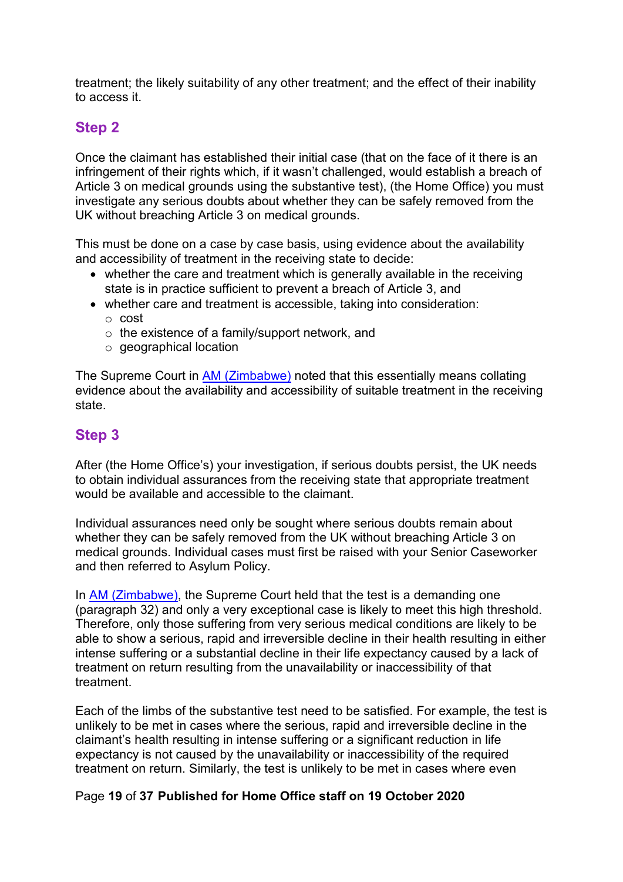treatment; the likely suitability of any other treatment; and the effect of their inability to access it.

## Step 2

Once the claimant has established their initial case (that on the face of it there is an infringement of their rights which, if it wasn't challenged, would establish a breach of Article 3 on medical grounds using the substantive test), (the Home Office) you must investigate any serious doubts about whether they can be safely removed from the UK without breaching Article 3 on medical grounds.

This must be done on a case by case basis, using evidence about the availability and accessibility of treatment in the receiving state to decide:

- whether the care and treatment which is generally available in the receiving state is in practice sufficient to prevent a breach of Article 3, and
- whether care and treatment is accessible, taking into consideration:
  - cost
  - the existence of a family/support network, and
  - geographical location

The Supreme Court in [AM (Zimbabwe)]() noted that this essentially means collating evidence about the availability and accessibility of suitable treatment in the receiving state.

## Step 3

After (the Home Office's) your investigation, if serious doubts persist, the UK needs to obtain individual assurances from the receiving state that appropriate treatment would be available and accessible to the claimant.

Individual assurances need only be sought where serious doubts remain about whether they can be safely removed from the UK without breaching Article 3 on medical grounds. Individual cases must first be raised with your Senior Caseworker and then referred to Asylum Policy.

In [AM (Zimbabwe)](), the Supreme Court held that the test is a demanding one (paragraph 32) and only a very exceptional case is likely to meet this high threshold. Therefore, only those suffering from very serious medical conditions are likely to be able to show a serious, rapid and irreversible decline in their health resulting in either intense suffering or a substantial decline in their life expectancy caused by a lack of treatment on return resulting from the unavailability or inaccessibility of that treatment.

Each of the limbs of the substantive test need to be satisfied. For example, the test is unlikely to be met in cases where the serious, rapid and irreversible decline in the claimant's health resulting in intense suffering or a significant reduction in life expectancy is not caused by the unavailability or inaccessibility of the required treatment on return. Similarly, the test is unlikely to be met in cases where even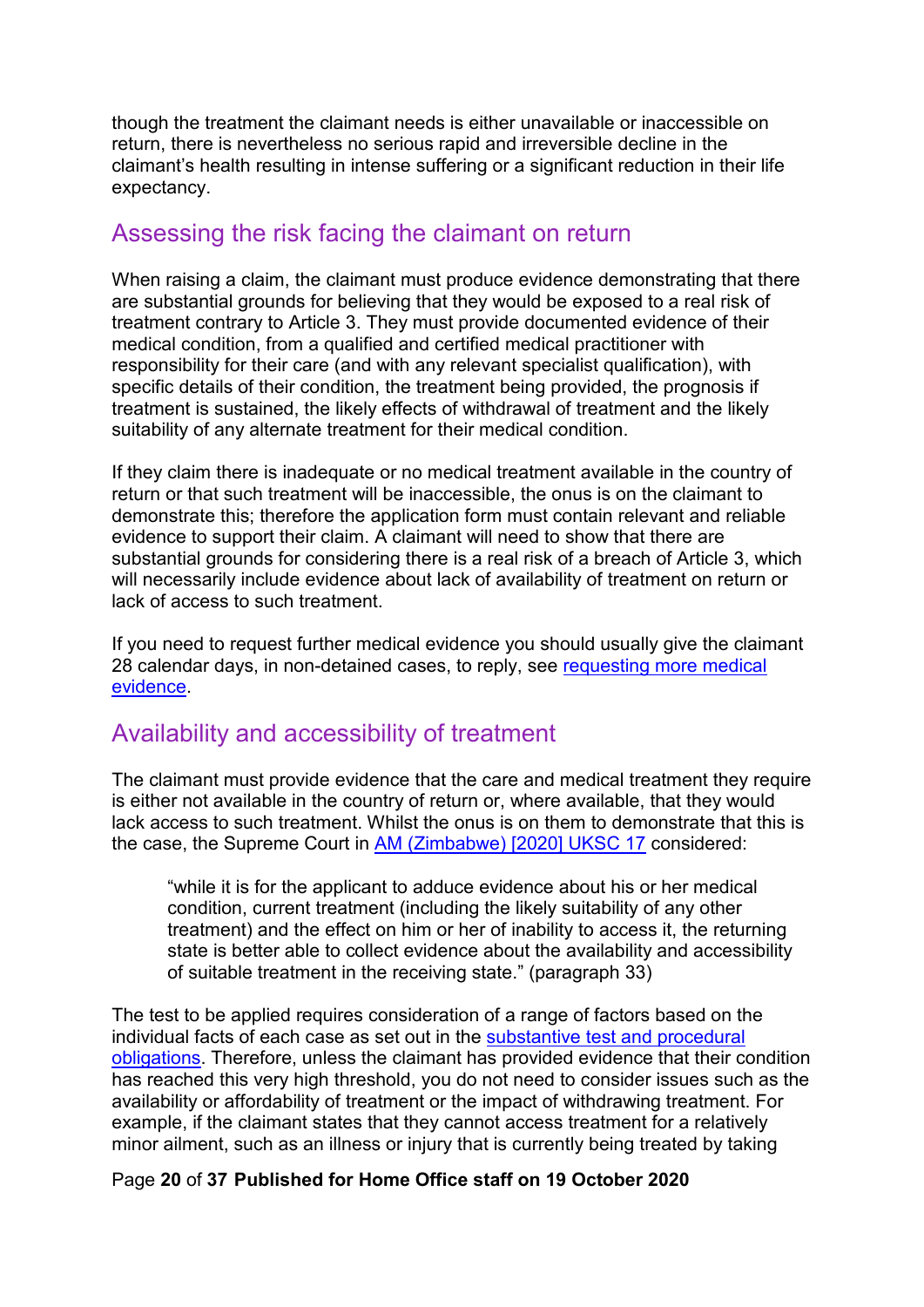though the treatment the claimant needs is either unavailable or inaccessible on return, there is nevertheless no serious rapid and irreversible decline in the claimant's health resulting in intense suffering or a significant reduction in their life expectancy.

## Assessing the risk facing the claimant on return

When raising a claim, the claimant must produce evidence demonstrating that there are substantial grounds for believing that they would be exposed to a real risk of treatment contrary to Article 3. They must provide documented evidence of their medical condition, from a qualified and certified medical practitioner with responsibility for their care (and with any relevant specialist qualification), with specific details of their condition, the treatment being provided, the prognosis if treatment is sustained, the likely effects of withdrawal of treatment and the likely suitability of any alternate treatment for their medical condition.

If they claim there is inadequate or no medical treatment available in the country of return or that such treatment will be inaccessible, the onus is on the claimant to demonstrate this; therefore the application form must contain relevant and reliable evidence to support their claim. A claimant will need to show that there are substantial grounds for considering there is a real risk of a breach of Article 3, which will necessarily include evidence about lack of availability of treatment on return or lack of access to such treatment.

If you need to request further medical evidence you should usually give the claimant 28 calendar days, in non-detained cases, to reply, see [requesting more medical evidence](#).

## Availability and accessibility of treatment

The claimant must provide evidence that the care and medical treatment they require is either not available in the country of return or, where available, that they would lack access to such treatment. Whilst the onus is on them to demonstrate that this is the case, the Supreme Court in [AM (Zimbabwe) [2020] UKSC 17](#) considered:

> "while it is for the applicant to adduce evidence about his or her medical condition, current treatment (including the likely suitability of any other treatment) and the effect on him or her of inability to access it, the returning state is better able to collect evidence about the availability and accessibility of suitable treatment in the receiving state." (paragraph 33)

The test to be applied requires consideration of a range of factors based on the individual facts of each case as set out in the [substantive test and procedural obligations](#). Therefore, unless the claimant has provided evidence that their condition has reached this very high threshold, you do not need to consider issues such as the availability or affordability of treatment or the impact of withdrawing treatment. For example, if the claimant states that they cannot access treatment for a relatively minor ailment, such as an illness or injury that is currently being treated by taking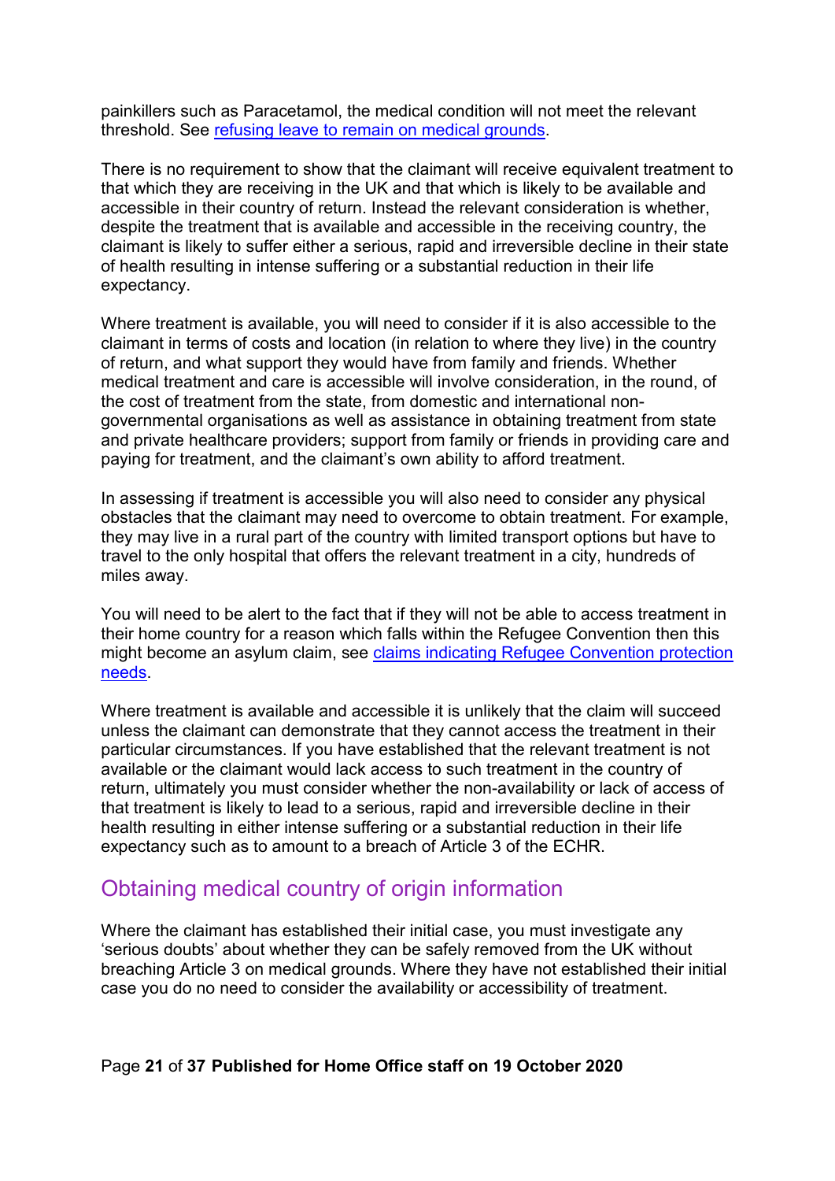painkillers such as Paracetamol, the medical condition will not meet the relevant threshold. See [refusing leave to remain on medical grounds](#).

There is no requirement to show that the claimant will receive equivalent treatment to that which they are receiving in the UK and that which is likely to be available and accessible in their country of return. Instead the relevant consideration is whether, despite the treatment that is available and accessible in the receiving country, the claimant is likely to suffer either a serious, rapid and irreversible decline in their state of health resulting in intense suffering or a substantial reduction in their life expectancy.

Where treatment is available, you will need to consider if it is also accessible to the claimant in terms of costs and location (in relation to where they live) in the country of return, and what support they would have from family and friends. Whether medical treatment and care is accessible will involve consideration, in the round, of the cost of treatment from the state, from domestic and international non-governmental organisations as well as assistance in obtaining treatment from state and private healthcare providers; support from family or friends in providing care and paying for treatment, and the claimant's own ability to afford treatment.

In assessing if treatment is accessible you will also need to consider any physical obstacles that the claimant may need to overcome to obtain treatment. For example, they may live in a rural part of the country with limited transport options but have to travel to the only hospital that offers the relevant treatment in a city, hundreds of miles away.

You will need to be alert to the fact that if they will not be able to access treatment in their home country for a reason which falls within the Refugee Convention then this might become an asylum claim, see [claims indicating Refugee Convention protection needs](#).

Where treatment is available and accessible it is unlikely that the claim will succeed unless the claimant can demonstrate that they cannot access the treatment in their particular circumstances. If you have established that the relevant treatment is not available or the claimant would lack access to such treatment in the country of return, ultimately you must consider whether the non-availability or lack of access of that treatment is likely to lead to a serious, rapid and irreversible decline in their health resulting in either intense suffering or a substantial reduction in their life expectancy such as to amount to a breach of Article 3 of the ECHR.

## Obtaining medical country of origin information

Where the claimant has established their initial case, you must investigate any 'serious doubts' about whether they can be safely removed from the UK without breaching Article 3 on medical grounds. Where they have not established their initial case you do no need to consider the availability or accessibility of treatment.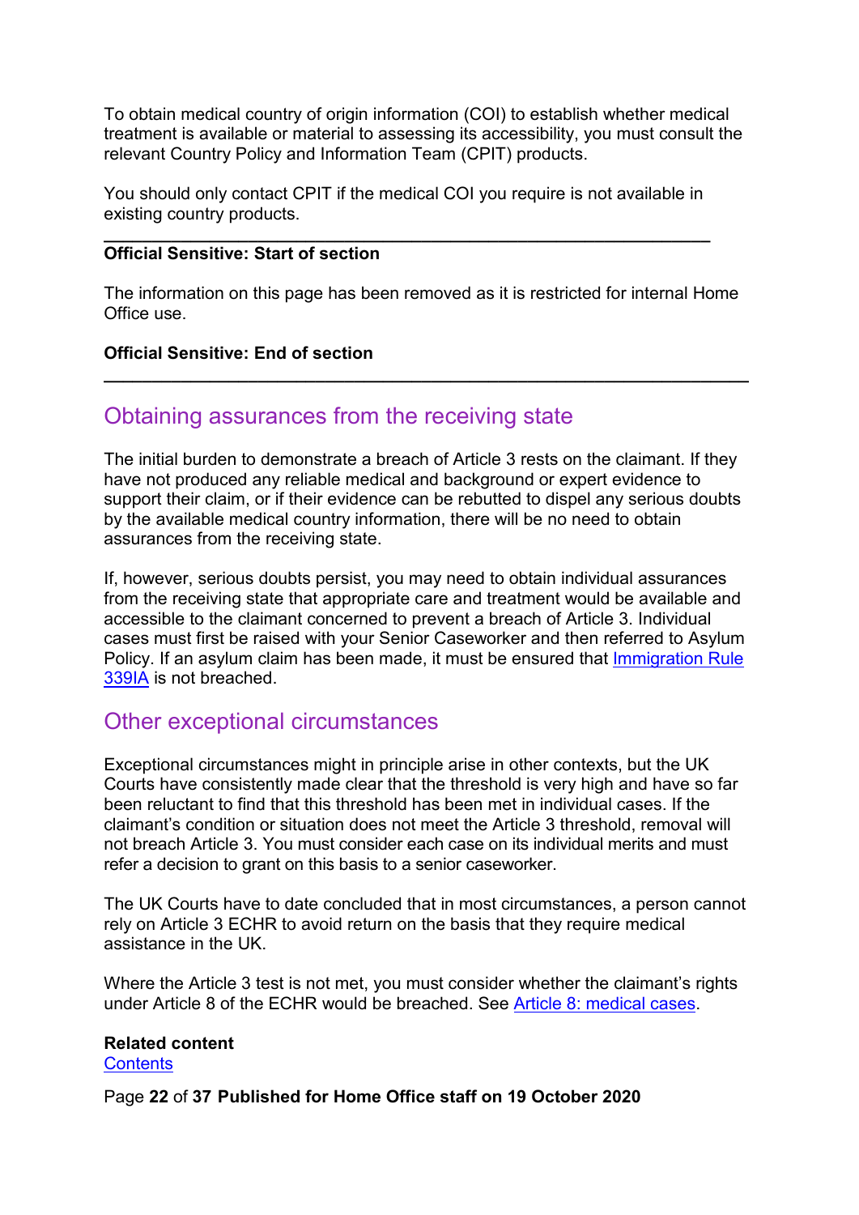To obtain medical country of origin information (COI) to establish whether medical treatment is available or material to assessing its accessibility, you must consult the relevant Country Policy and Information Team (CPIT) products.

You should only contact CPIT if the medical COI you require is not available in existing country products.

---

**Official Sensitive: Start of section**

The information on this page has been removed as it is restricted for internal Home Office use.

**Official Sensitive: End of section**

---

## Obtaining assurances from the receiving state

The initial burden to demonstrate a breach of Article 3 rests on the claimant. If they have not produced any reliable medical and background or expert evidence to support their claim, or if their evidence can be rebutted to dispel any serious doubts by the available medical country information, there will be no need to obtain assurances from the receiving state.

If, however, serious doubts persist, you may need to obtain individual assurances from the receiving state that appropriate care and treatment would be available and accessible to the claimant concerned to prevent a breach of Article 3. Individual cases must first be raised with your Senior Caseworker and then referred to Asylum Policy. If an asylum claim has been made, it must be ensured that Immigration Rule 339IA is not breached.

## Other exceptional circumstances

Exceptional circumstances might in principle arise in other contexts, but the UK Courts have consistently made clear that the threshold is very high and have so far been reluctant to find that this threshold has been met in individual cases. If the claimant's condition or situation does not meet the Article 3 threshold, removal will not breach Article 3. You must consider each case on its individual merits and must refer a decision to grant on this basis to a senior caseworker.

The UK Courts have to date concluded that in most circumstances, a person cannot rely on Article 3 ECHR to avoid return on the basis that they require medical assistance in the UK.

Where the Article 3 test is not met, you must consider whether the claimant's rights under Article 8 of the ECHR would be breached. See Article 8: medical cases.

**Related content**
Contents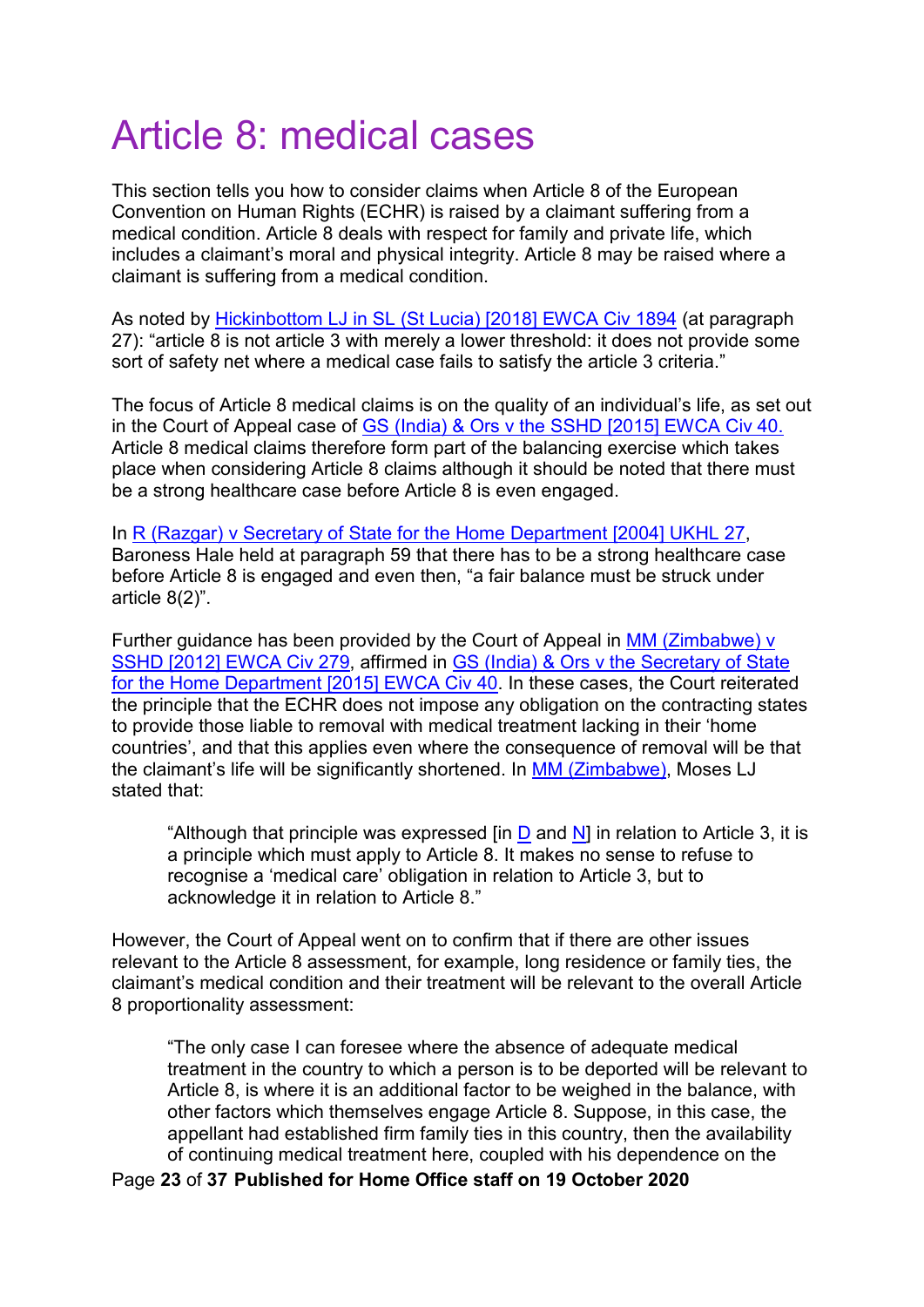# Article 8: medical cases

This section tells you how to consider claims when Article 8 of the European Convention on Human Rights (ECHR) is raised by a claimant suffering from a medical condition. Article 8 deals with respect for family and private life, which includes a claimant's moral and physical integrity. Article 8 may be raised where a claimant is suffering from a medical condition.

As noted by Hickinbottom LJ in SL (St Lucia) [2018] EWCA Civ 1894 (at paragraph 27): "article 8 is not article 3 with merely a lower threshold: it does not provide some sort of safety net where a medical case fails to satisfy the article 3 criteria."

The focus of Article 8 medical claims is on the quality of an individual's life, as set out in the Court of Appeal case of GS (India) & Ors v the SSHD [2015] EWCA Civ 40. Article 8 medical claims therefore form part of the balancing exercise which takes place when considering Article 8 claims although it should be noted that there must be a strong healthcare case before Article 8 is even engaged.

In R (Razgar) v Secretary of State for the Home Department [2004] UKHL 27, Baroness Hale held at paragraph 59 that there has to be a strong healthcare case before Article 8 is engaged and even then, "a fair balance must be struck under article 8(2)".

Further guidance has been provided by the Court of Appeal in MM (Zimbabwe) v SSHD [2012] EWCA Civ 279, affirmed in GS (India) & Ors v the Secretary of State for the Home Department [2015] EWCA Civ 40. In these cases, the Court reiterated the principle that the ECHR does not impose any obligation on the contracting states to provide those liable to removal with medical treatment lacking in their 'home countries', and that this applies even where the consequence of removal will be that the claimant's life will be significantly shortened. In MM (Zimbabwe), Moses LJ stated that:

> "Although that principle was expressed [in D and N] in relation to Article 3, it is a principle which must apply to Article 8. It makes no sense to refuse to recognise a 'medical care' obligation in relation to Article 3, but to acknowledge it in relation to Article 8."

However, the Court of Appeal went on to confirm that if there are other issues relevant to the Article 8 assessment, for example, long residence or family ties, the claimant's medical condition and their treatment will be relevant to the overall Article 8 proportionality assessment:

> "The only case I can foresee where the absence of adequate medical treatment in the country to which a person is to be deported will be relevant to Article 8, is where it is an additional factor to be weighed in the balance, with other factors which themselves engage Article 8. Suppose, in this case, the appellant had established firm family ties in this country, then the availability of continuing medical treatment here, coupled with his dependence on the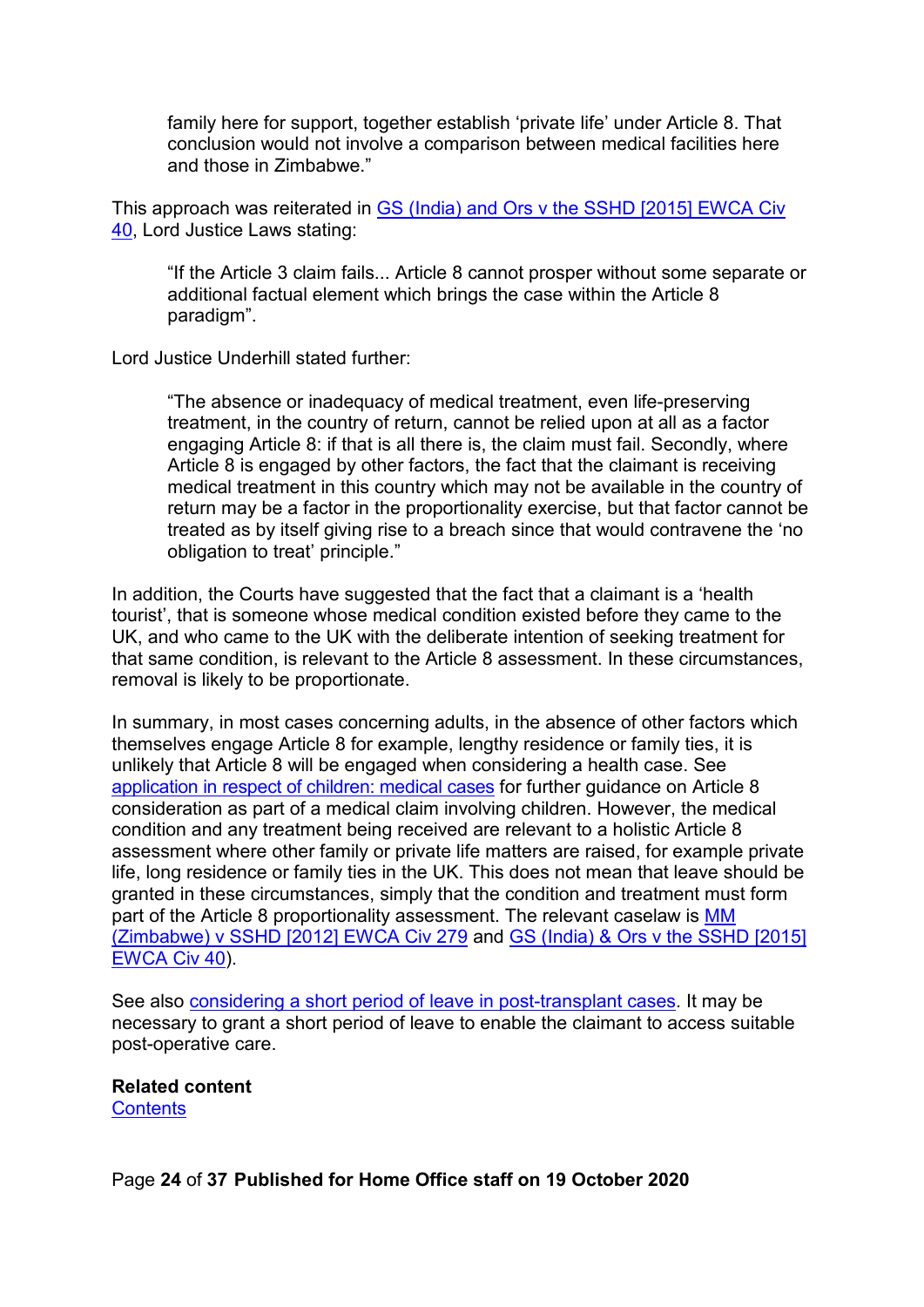> family here for support, together establish 'private life' under Article 8. That conclusion would not involve a comparison between medical facilities here and those in Zimbabwe."

This approach was reiterated in GS (India) and Ors v the SSHD [2015] EWCA Civ 40, Lord Justice Laws stating:

> "If the Article 3 claim fails... Article 8 cannot prosper without some separate or additional factual element which brings the case within the Article 8 paradigm".

Lord Justice Underhill stated further:

> "The absence or inadequacy of medical treatment, even life-preserving treatment, in the country of return, cannot be relied upon at all as a factor engaging Article 8: if that is all there is, the claim must fail. Secondly, where Article 8 is engaged by other factors, the fact that the claimant is receiving medical treatment in this country which may not be available in the country of return may be a factor in the proportionality exercise, but that factor cannot be treated as by itself giving rise to a breach since that would contravene the 'no obligation to treat' principle."

In addition, the Courts have suggested that the fact that a claimant is a 'health tourist', that is someone whose medical condition existed before they came to the UK, and who came to the UK with the deliberate intention of seeking treatment for that same condition, is relevant to the Article 8 assessment. In these circumstances, removal is likely to be proportionate.

In summary, in most cases concerning adults, in the absence of other factors which themselves engage Article 8 for example, lengthy residence or family ties, it is unlikely that Article 8 will be engaged when considering a health case. See application in respect of children: medical cases for further guidance on Article 8 consideration as part of a medical claim involving children. However, the medical condition and any treatment being received are relevant to a holistic Article 8 assessment where other family or private life matters are raised, for example private life, long residence or family ties in the UK. This does not mean that leave should be granted in these circumstances, simply that the condition and treatment must form part of the Article 8 proportionality assessment. The relevant caselaw is MM (Zimbabwe) v SSHD [2012] EWCA Civ 279 and GS (India) & Ors v the SSHD [2015] EWCA Civ 40).

See also considering a short period of leave in post-transplant cases. It may be necessary to grant a short period of leave to enable the claimant to access suitable post-operative care.

**Related content**
Contents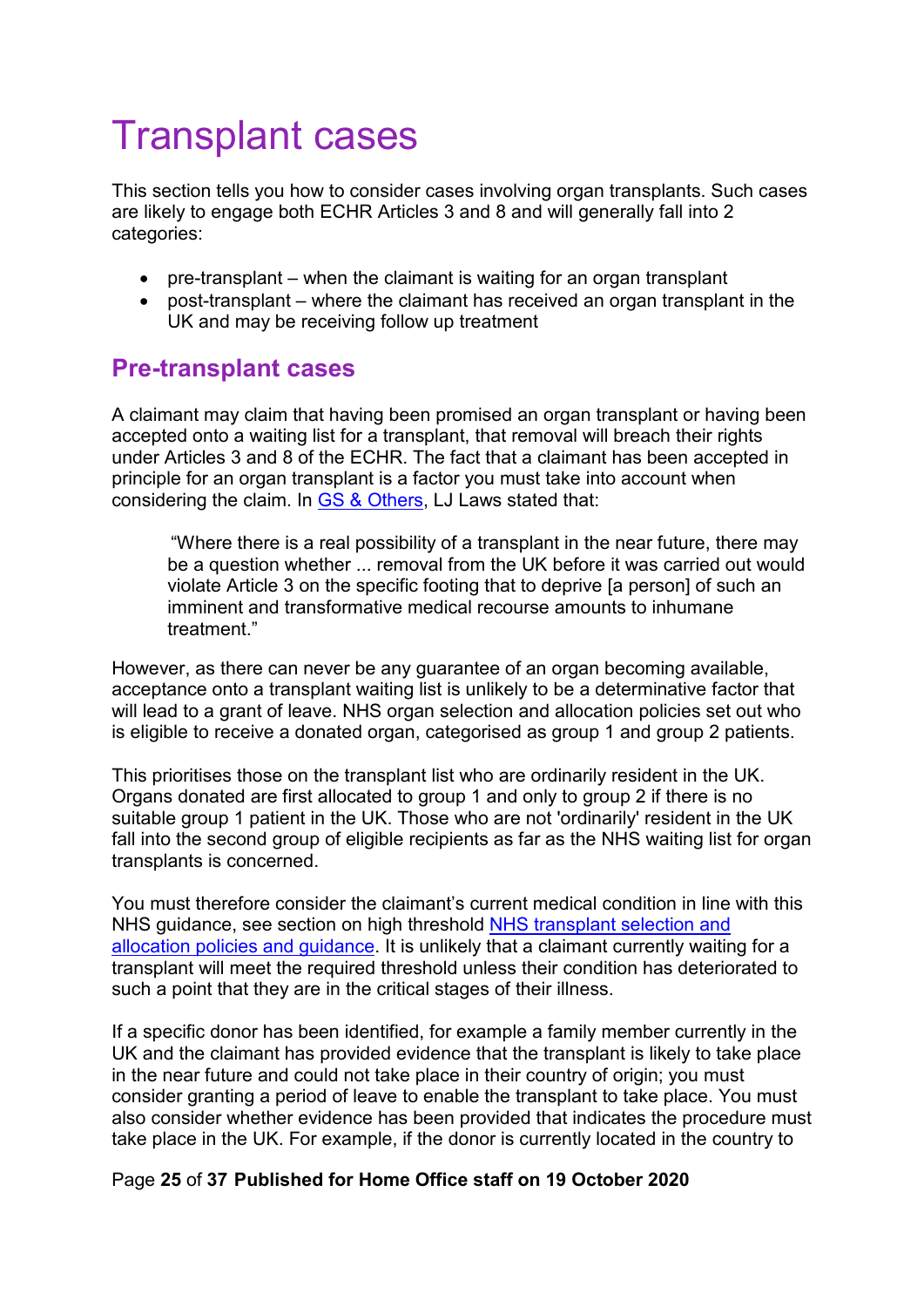# Transplant cases

This section tells you how to consider cases involving organ transplants. Such cases are likely to engage both ECHR Articles 3 and 8 and will generally fall into 2 categories:

- pre-transplant – when the claimant is waiting for an organ transplant
- post-transplant – where the claimant has received an organ transplant in the UK and may be receiving follow up treatment

## Pre-transplant cases

A claimant may claim that having been promised an organ transplant or having been accepted onto a waiting list for a transplant, that removal will breach their rights under Articles 3 and 8 of the ECHR. The fact that a claimant has been accepted in principle for an organ transplant is a factor you must take into account when considering the claim. In GS & Others, LJ Laws stated that:

> "Where there is a real possibility of a transplant in the near future, there may be a question whether ... removal from the UK before it was carried out would violate Article 3 on the specific footing that to deprive [a person] of such an imminent and transformative medical recourse amounts to inhumane treatment."

However, as there can never be any guarantee of an organ becoming available, acceptance onto a transplant waiting list is unlikely to be a determinative factor that will lead to a grant of leave. NHS organ selection and allocation policies set out who is eligible to receive a donated organ, categorised as group 1 and group 2 patients.

This prioritises those on the transplant list who are ordinarily resident in the UK. Organs donated are first allocated to group 1 and only to group 2 if there is no suitable group 1 patient in the UK. Those who are not 'ordinarily' resident in the UK fall into the second group of eligible recipients as far as the NHS waiting list for organ transplants is concerned.

You must therefore consider the claimant's current medical condition in line with this NHS guidance, see section on high threshold NHS transplant selection and allocation policies and guidance. It is unlikely that a claimant currently waiting for a transplant will meet the required threshold unless their condition has deteriorated to such a point that they are in the critical stages of their illness.

If a specific donor has been identified, for example a family member currently in the UK and the claimant has provided evidence that the transplant is likely to take place in the near future and could not take place in their country of origin; you must consider granting a period of leave to enable the transplant to take place. You must also consider whether evidence has been provided that indicates the procedure must take place in the UK. For example, if the donor is currently located in the country to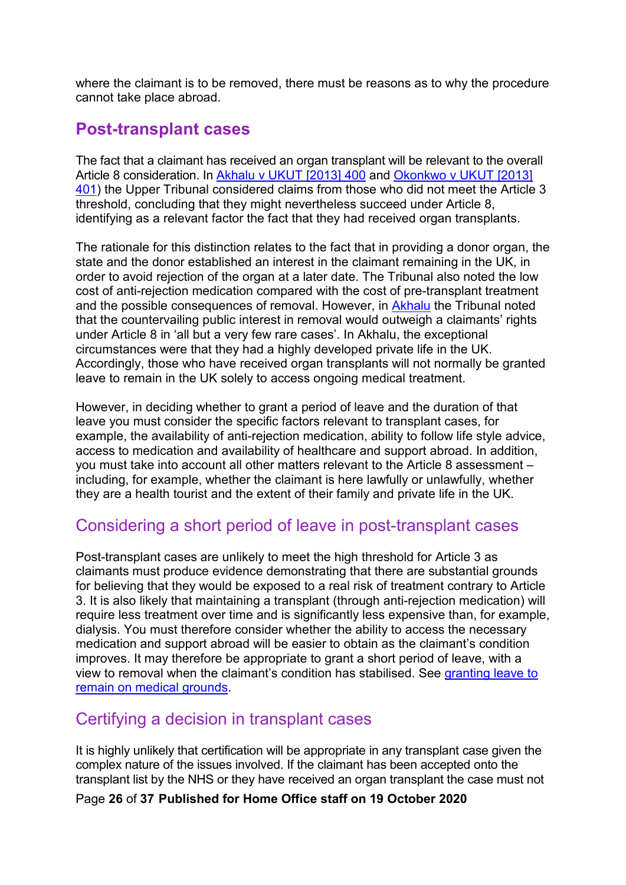where the claimant is to be removed, there must be reasons as to why the procedure cannot take place abroad.

## Post-transplant cases

The fact that a claimant has received an organ transplant will be relevant to the overall Article 8 consideration. In [Akhalu v UKUT [2013] 400] and [Okonkwo v UKUT [2013] 401]) the Upper Tribunal considered claims from those who did not meet the Article 3 threshold, concluding that they might nevertheless succeed under Article 8, identifying as a relevant factor the fact that they had received organ transplants.

The rationale for this distinction relates to the fact that in providing a donor organ, the state and the donor established an interest in the claimant remaining in the UK, in order to avoid rejection of the organ at a later date. The Tribunal also noted the low cost of anti-rejection medication compared with the cost of pre-transplant treatment and the possible consequences of removal. However, in Akhalu the Tribunal noted that the countervailing public interest in removal would outweigh a claimants' rights under Article 8 in 'all but a very few rare cases'. In Akhalu, the exceptional circumstances were that they had a highly developed private life in the UK. Accordingly, those who have received organ transplants will not normally be granted leave to remain in the UK solely to access ongoing medical treatment.

However, in deciding whether to grant a period of leave and the duration of that leave you must consider the specific factors relevant to transplant cases, for example, the availability of anti-rejection medication, ability to follow life style advice, access to medication and availability of healthcare and support abroad. In addition, you must take into account all other matters relevant to the Article 8 assessment – including, for example, whether the claimant is here lawfully or unlawfully, whether they are a health tourist and the extent of their family and private life in the UK.

### Considering a short period of leave in post-transplant cases

Post-transplant cases are unlikely to meet the high threshold for Article 3 as claimants must produce evidence demonstrating that there are substantial grounds for believing that they would be exposed to a real risk of treatment contrary to Article 3. It is also likely that maintaining a transplant (through anti-rejection medication) will require less treatment over time and is significantly less expensive than, for example, dialysis. You must therefore consider whether the ability to access the necessary medication and support abroad will be easier to obtain as the claimant's condition improves. It may therefore be appropriate to grant a short period of leave, with a view to removal when the claimant's condition has stabilised. See granting leave to remain on medical grounds.

### Certifying a decision in transplant cases

It is highly unlikely that certification will be appropriate in any transplant case given the complex nature of the issues involved. If the claimant has been accepted onto the transplant list by the NHS or they have received an organ transplant the case must not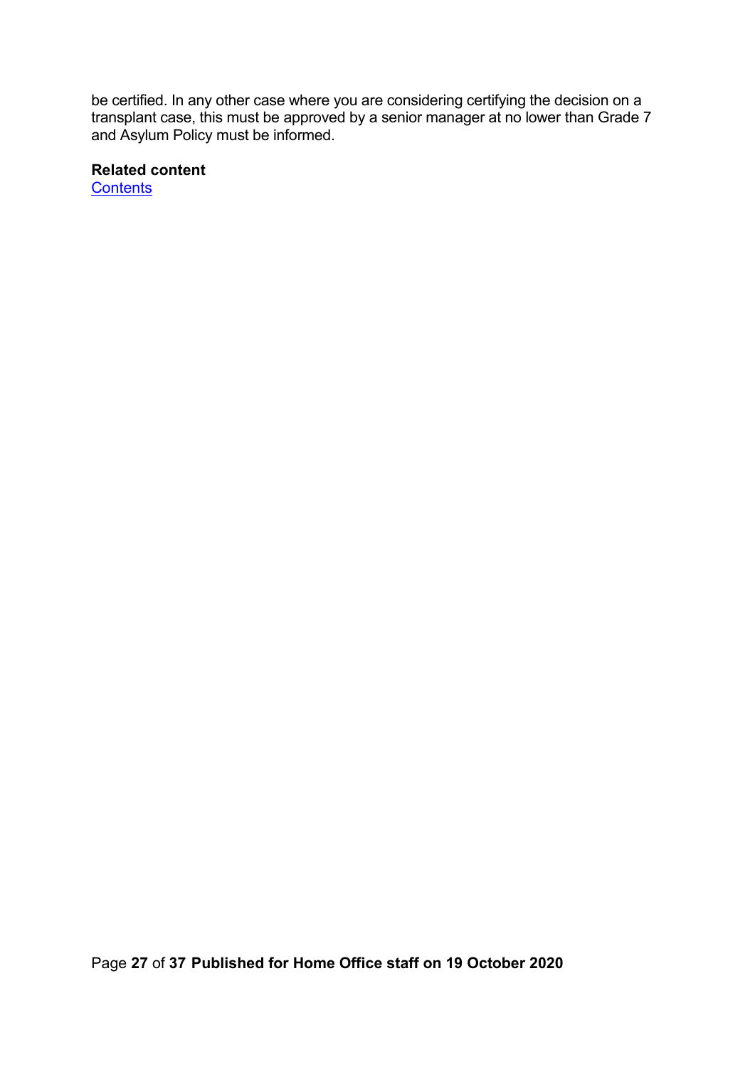be certified. In any other case where you are considering certifying the decision on a transplant case, this must be approved by a senior manager at no lower than Grade 7 and Asylum Policy must be informed.

**Related content**
Contents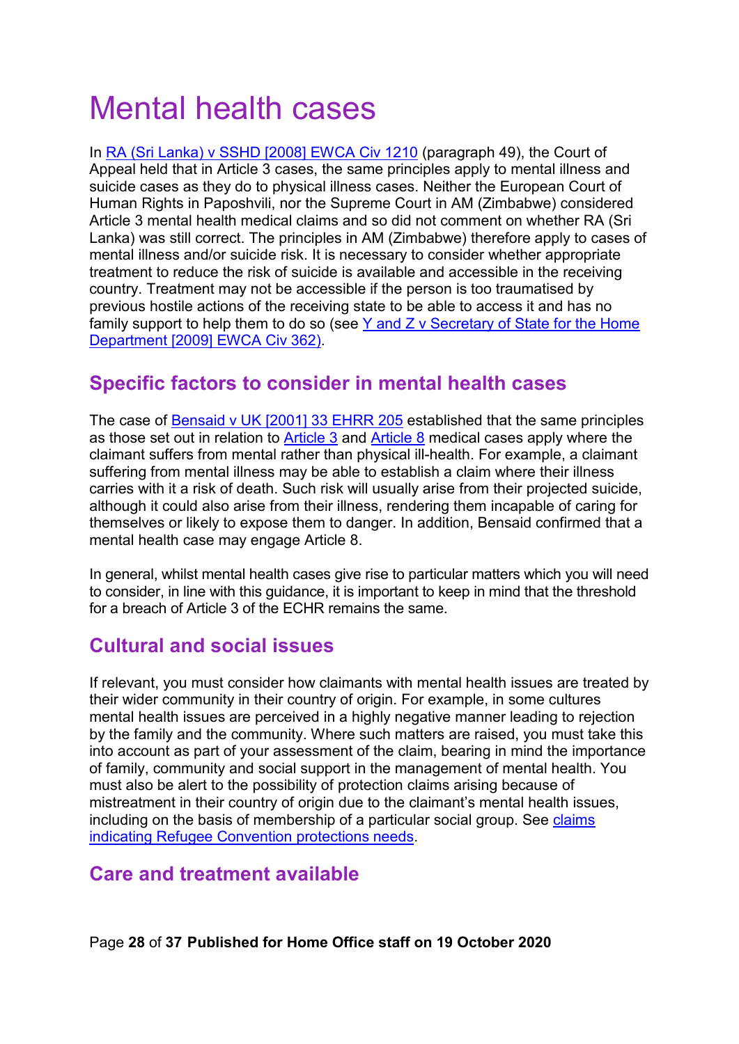# Mental health cases

In RA (Sri Lanka) v SSHD [2008] EWCA Civ 1210 (paragraph 49), the Court of Appeal held that in Article 3 cases, the same principles apply to mental illness and suicide cases as they do to physical illness cases. Neither the European Court of Human Rights in Paposhvili, nor the Supreme Court in AM (Zimbabwe) considered Article 3 mental health medical claims and so did not comment on whether RA (Sri Lanka) was still correct. The principles in AM (Zimbabwe) therefore apply to cases of mental illness and/or suicide risk. It is necessary to consider whether appropriate treatment to reduce the risk of suicide is available and accessible in the receiving country. Treatment may not be accessible if the person is too traumatised by previous hostile actions of the receiving state to be able to access it and has no family support to help them to do so (see Y and Z v Secretary of State for the Home Department [2009] EWCA Civ 362).

## Specific factors to consider in mental health cases

The case of Bensaid v UK [2001] 33 EHRR 205 established that the same principles as those set out in relation to Article 3 and Article 8 medical cases apply where the claimant suffers from mental rather than physical ill-health. For example, a claimant suffering from mental illness may be able to establish a claim where their illness carries with it a risk of death. Such risk will usually arise from their projected suicide, although it could also arise from their illness, rendering them incapable of caring for themselves or likely to expose them to danger. In addition, Bensaid confirmed that a mental health case may engage Article 8.

In general, whilst mental health cases give rise to particular matters which you will need to consider, in line with this guidance, it is important to keep in mind that the threshold for a breach of Article 3 of the ECHR remains the same.

## Cultural and social issues

If relevant, you must consider how claimants with mental health issues are treated by their wider community in their country of origin. For example, in some cultures mental health issues are perceived in a highly negative manner leading to rejection by the family and the community. Where such matters are raised, you must take this into account as part of your assessment of the claim, bearing in mind the importance of family, community and social support in the management of mental health. You must also be alert to the possibility of protection claims arising because of mistreatment in their country of origin due to the claimant's mental health issues, including on the basis of membership of a particular social group. See claims indicating Refugee Convention protections needs.

## Care and treatment available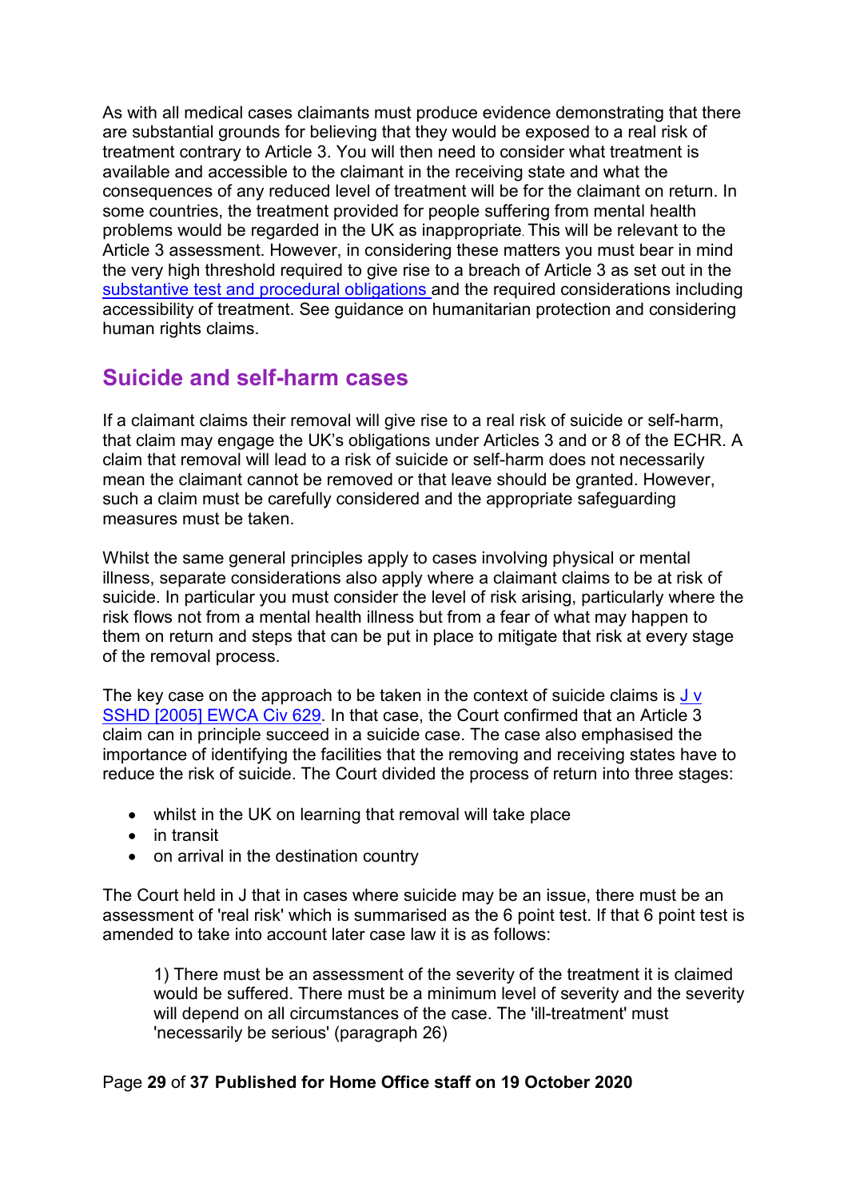As with all medical cases claimants must produce evidence demonstrating that there are substantial grounds for believing that they would be exposed to a real risk of treatment contrary to Article 3. You will then need to consider what treatment is available and accessible to the claimant in the receiving state and what the consequences of any reduced level of treatment will be for the claimant on return. In some countries, the treatment provided for people suffering from mental health problems would be regarded in the UK as inappropriate. This will be relevant to the Article 3 assessment. However, in considering these matters you must bear in mind the very high threshold required to give rise to a breach of Article 3 as set out in the [substantive test and procedural obligations](#) and the required considerations including accessibility of treatment. See guidance on humanitarian protection and considering human rights claims.

## Suicide and self-harm cases

If a claimant claims their removal will give rise to a real risk of suicide or self-harm, that claim may engage the UK's obligations under Articles 3 and or 8 of the ECHR. A claim that removal will lead to a risk of suicide or self-harm does not necessarily mean the claimant cannot be removed or that leave should be granted. However, such a claim must be carefully considered and the appropriate safeguarding measures must be taken.

Whilst the same general principles apply to cases involving physical or mental illness, separate considerations also apply where a claimant claims to be at risk of suicide. In particular you must consider the level of risk arising, particularly where the risk flows not from a mental health illness but from a fear of what may happen to them on return and steps that can be put in place to mitigate that risk at every stage of the removal process.

The key case on the approach to be taken in the context of suicide claims is [J v SSHD [2005] EWCA Civ 629](#). In that case, the Court confirmed that an Article 3 claim can in principle succeed in a suicide case. The case also emphasised the importance of identifying the facilities that the removing and receiving states have to reduce the risk of suicide. The Court divided the process of return into three stages:

- whilst in the UK on learning that removal will take place
- in transit
- on arrival in the destination country

The Court held in J that in cases where suicide may be an issue, there must be an assessment of 'real risk' which is summarised as the 6 point test. If that 6 point test is amended to take into account later case law it is as follows:

> 1) There must be an assessment of the severity of the treatment it is claimed would be suffered. There must be a minimum level of severity and the severity will depend on all circumstances of the case. The 'ill-treatment' must 'necessarily be serious' (paragraph 26)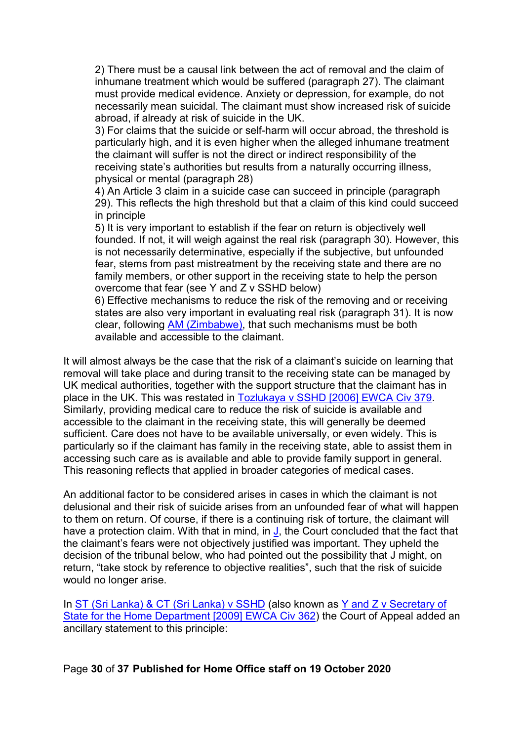2) There must be a causal link between the act of removal and the claim of inhumane treatment which would be suffered (paragraph 27). The claimant must provide medical evidence. Anxiety or depression, for example, do not necessarily mean suicidal. The claimant must show increased risk of suicide abroad, if already at risk of suicide in the UK.

3) For claims that the suicide or self-harm will occur abroad, the threshold is particularly high, and it is even higher when the alleged inhumane treatment the claimant will suffer is not the direct or indirect responsibility of the receiving state's authorities but results from a naturally occurring illness, physical or mental (paragraph 28)

4) An Article 3 claim in a suicide case can succeed in principle (paragraph 29). This reflects the high threshold but that a claim of this kind could succeed in principle

5) It is very important to establish if the fear on return is objectively well founded. If not, it will weigh against the real risk (paragraph 30). However, this is not necessarily determinative, especially if the subjective, but unfounded fear, stems from past mistreatment by the receiving state and there are no family members, or other support in the receiving state to help the person overcome that fear (see Y and Z v SSHD below)

6) Effective mechanisms to reduce the risk of the removing and or receiving states are also very important in evaluating real risk (paragraph 31). It is now clear, following [AM (Zimbabwe)](), that such mechanisms must be both available and accessible to the claimant.

It will almost always be the case that the risk of a claimant's suicide on learning that removal will take place and during transit to the receiving state can be managed by UK medical authorities, together with the support structure that the claimant has in place in the UK. This was restated in [Tozlukaya v SSHD [2006] EWCA Civ 379](). Similarly, providing medical care to reduce the risk of suicide is available and accessible to the claimant in the receiving state, this will generally be deemed sufficient. Care does not have to be available universally, or even widely. This is particularly so if the claimant has family in the receiving state, able to assist them in accessing such care as is available and able to provide family support in general. This reasoning reflects that applied in broader categories of medical cases.

An additional factor to be considered arises in cases in which the claimant is not delusional and their risk of suicide arises from an unfounded fear of what will happen to them on return. Of course, if there is a continuing risk of torture, the claimant will have a protection claim. With that in mind, in [J](), the Court concluded that the fact that the claimant's fears were not objectively justified was important. They upheld the decision of the tribunal below, who had pointed out the possibility that J might, on return, "take stock by reference to objective realities", such that the risk of suicide would no longer arise.

In [ST (Sri Lanka) & CT (Sri Lanka) v SSHD]() (also known as [Y and Z v Secretary of State for the Home Department [2009] EWCA Civ 362]()) the Court of Appeal added an ancillary statement to this principle: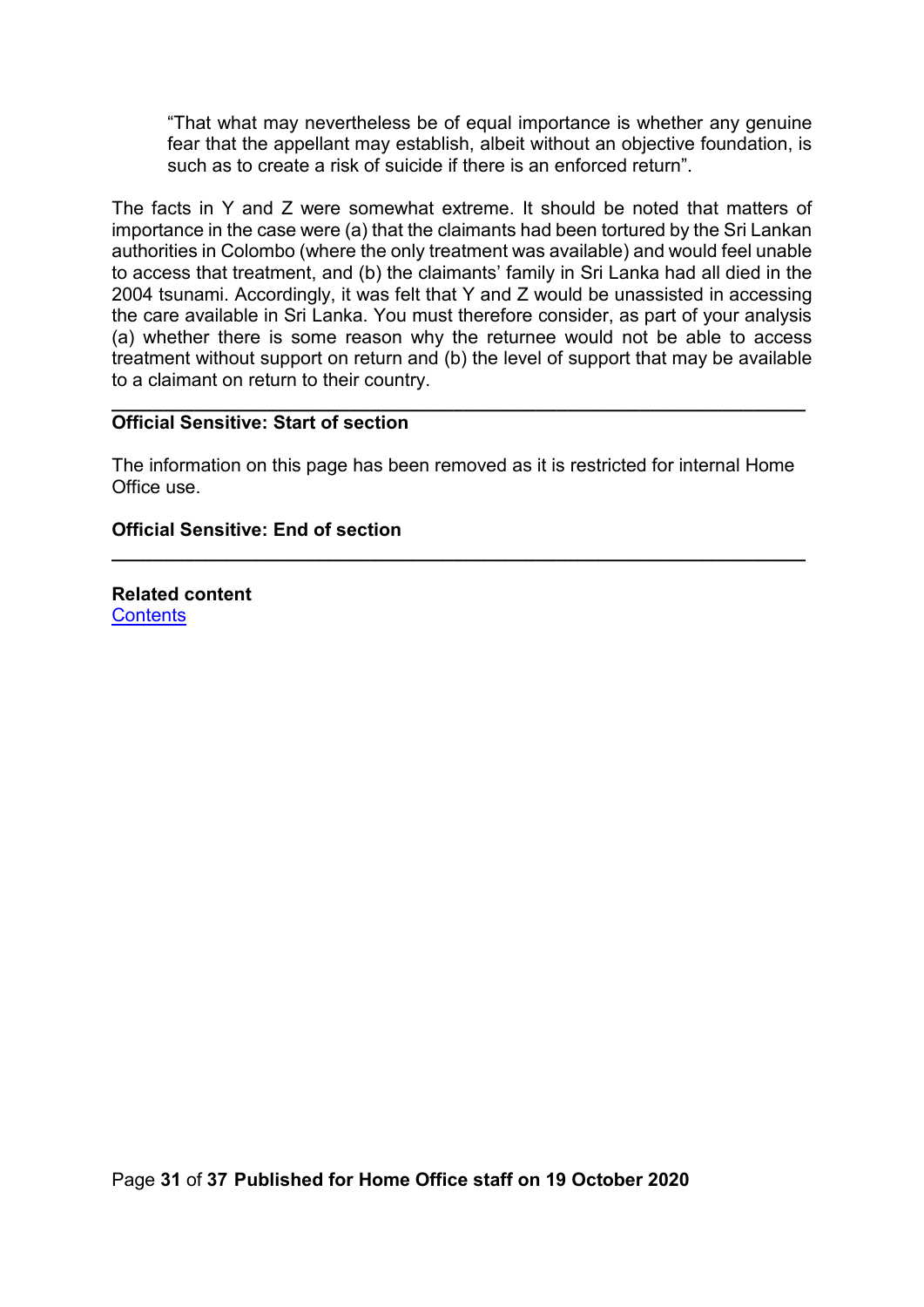> "That what may nevertheless be of equal importance is whether any genuine fear that the appellant may establish, albeit without an objective foundation, is such as to create a risk of suicide if there is an enforced return".

The facts in Y and Z were somewhat extreme. It should be noted that matters of importance in the case were (a) that the claimants had been tortured by the Sri Lankan authorities in Colombo (where the only treatment was available) and would feel unable to access that treatment, and (b) the claimants' family in Sri Lanka had all died in the 2004 tsunami. Accordingly, it was felt that Y and Z would be unassisted in accessing the care available in Sri Lanka. You must therefore consider, as part of your analysis (a) whether there is some reason why the returnee would not be able to access treatment without support on return and (b) the level of support that may be available to a claimant on return to their country.

---

**Official Sensitive: Start of section**

The information on this page has been removed as it is restricted for internal Home Office use.

**Official Sensitive: End of section**

---

**Related content**
[Contents]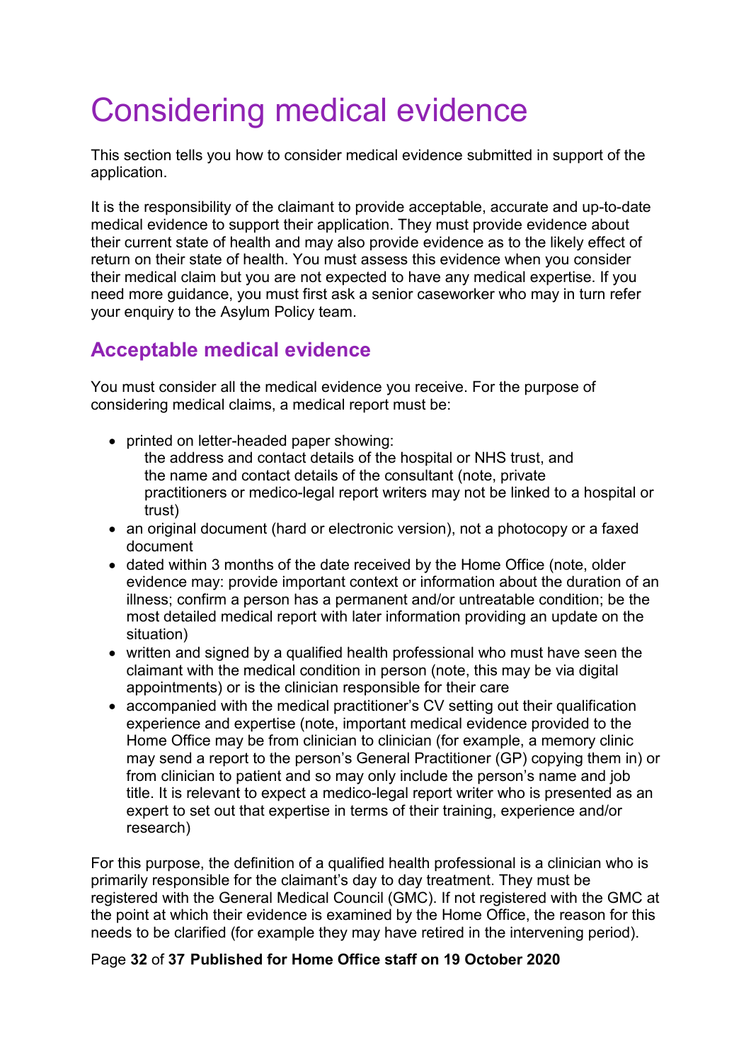# Considering medical evidence

This section tells you how to consider medical evidence submitted in support of the application.

It is the responsibility of the claimant to provide acceptable, accurate and up-to-date medical evidence to support their application. They must provide evidence about their current state of health and may also provide evidence as to the likely effect of return on their state of health. You must assess this evidence when you consider their medical claim but you are not expected to have any medical expertise. If you need more guidance, you must first ask a senior caseworker who may in turn refer your enquiry to the Asylum Policy team.

## Acceptable medical evidence

You must consider all the medical evidence you receive. For the purpose of considering medical claims, a medical report must be:

- printed on letter-headed paper showing:
  - the address and contact details of the hospital or NHS trust, and
  - the name and contact details of the consultant (note, private practitioners or medico-legal report writers may not be linked to a hospital or trust)
- an original document (hard or electronic version), not a photocopy or a faxed document
- dated within 3 months of the date received by the Home Office (note, older evidence may: provide important context or information about the duration of an illness; confirm a person has a permanent and/or untreatable condition; be the most detailed medical report with later information providing an update on the situation)
- written and signed by a qualified health professional who must have seen the claimant with the medical condition in person (note, this may be via digital appointments) or is the clinician responsible for their care
- accompanied with the medical practitioner's CV setting out their qualification experience and expertise (note, important medical evidence provided to the Home Office may be from clinician to clinician (for example, a memory clinic may send a report to the person's General Practitioner (GP) copying them in) or from clinician to patient and so may only include the person's name and job title. It is relevant to expect a medico-legal report writer who is presented as an expert to set out that expertise in terms of their training, experience and/or research)

For this purpose, the definition of a qualified health professional is a clinician who is primarily responsible for the claimant's day to day treatment. They must be registered with the General Medical Council (GMC). If not registered with the GMC at the point at which their evidence is examined by the Home Office, the reason for this needs to be clarified (for example they may have retired in the intervening period).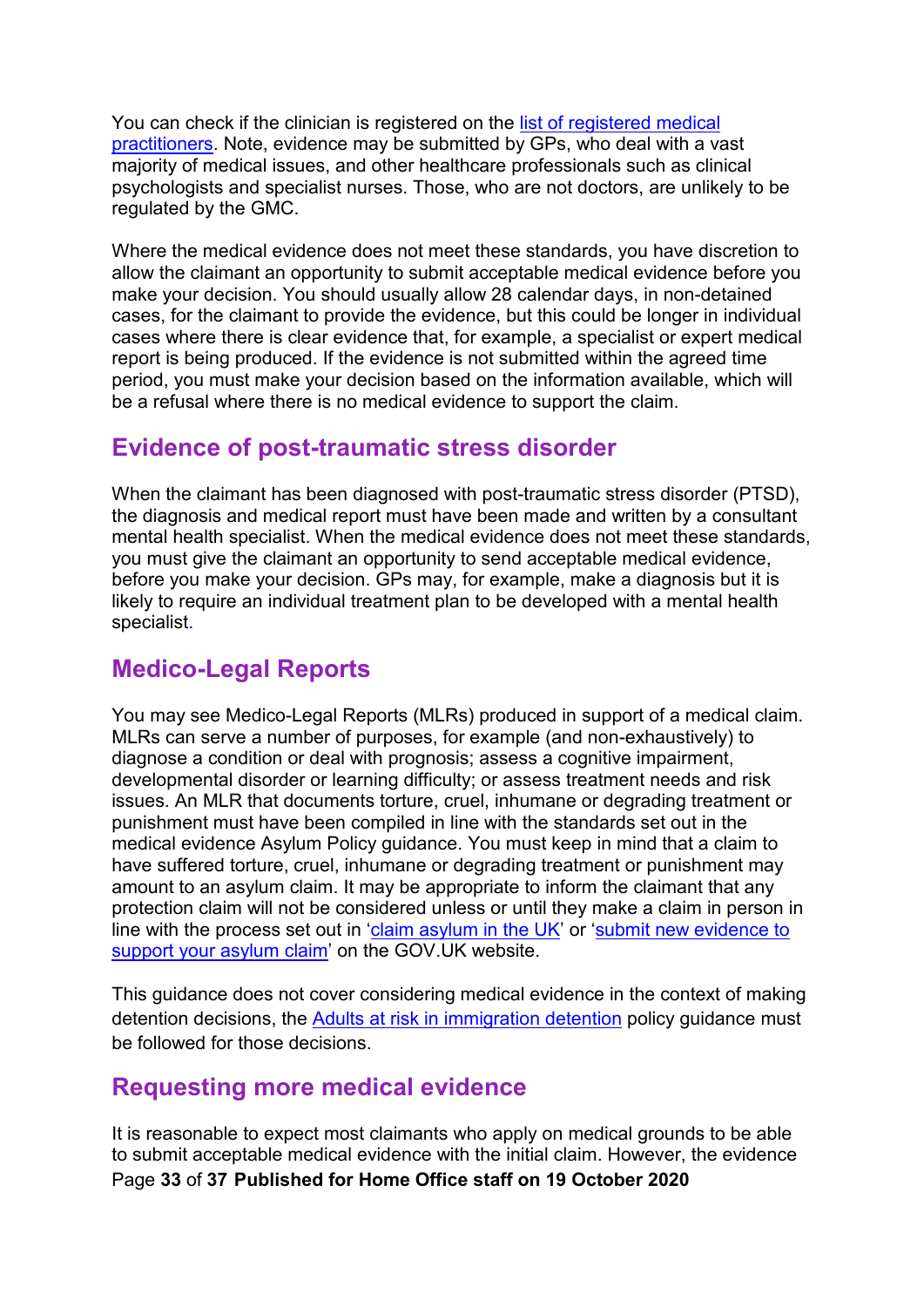You can check if the clinician is registered on the list of registered medical practitioners. Note, evidence may be submitted by GPs, who deal with a vast majority of medical issues, and other healthcare professionals such as clinical psychologists and specialist nurses. Those, who are not doctors, are unlikely to be regulated by the GMC.

Where the medical evidence does not meet these standards, you have discretion to allow the claimant an opportunity to submit acceptable medical evidence before you make your decision. You should usually allow 28 calendar days, in non-detained cases, for the claimant to provide the evidence, but this could be longer in individual cases where there is clear evidence that, for example, a specialist or expert medical report is being produced. If the evidence is not submitted within the agreed time period, you must make your decision based on the information available, which will be a refusal where there is no medical evidence to support the claim.

## Evidence of post-traumatic stress disorder

When the claimant has been diagnosed with post-traumatic stress disorder (PTSD), the diagnosis and medical report must have been made and written by a consultant mental health specialist. When the medical evidence does not meet these standards, you must give the claimant an opportunity to send acceptable medical evidence, before you make your decision. GPs may, for example, make a diagnosis but it is likely to require an individual treatment plan to be developed with a mental health specialist.

## Medico-Legal Reports

You may see Medico-Legal Reports (MLRs) produced in support of a medical claim. MLRs can serve a number of purposes, for example (and non-exhaustively) to diagnose a condition or deal with prognosis; assess a cognitive impairment, developmental disorder or learning difficulty; or assess treatment needs and risk issues. An MLR that documents torture, cruel, inhumane or degrading treatment or punishment must have been compiled in line with the standards set out in the medical evidence Asylum Policy guidance. You must keep in mind that a claim to have suffered torture, cruel, inhumane or degrading treatment or punishment may amount to an asylum claim. It may be appropriate to inform the claimant that any protection claim will not be considered unless or until they make a claim in person in line with the process set out in 'claim asylum in the UK' or 'submit new evidence to support your asylum claim' on the GOV.UK website.

This guidance does not cover considering medical evidence in the context of making detention decisions, the Adults at risk in immigration detention policy guidance must be followed for those decisions.

## Requesting more medical evidence

It is reasonable to expect most claimants who apply on medical grounds to be able to submit acceptable medical evidence with the initial claim. However, the evidence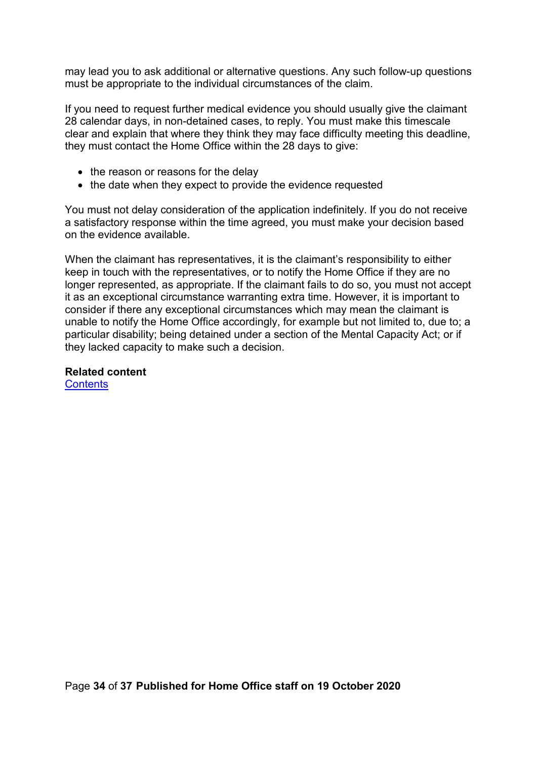may lead you to ask additional or alternative questions. Any such follow-up questions must be appropriate to the individual circumstances of the claim.

If you need to request further medical evidence you should usually give the claimant 28 calendar days, in non-detained cases, to reply. You must make this timescale clear and explain that where they think they may face difficulty meeting this deadline, they must contact the Home Office within the 28 days to give:

- the reason or reasons for the delay
- the date when they expect to provide the evidence requested

You must not delay consideration of the application indefinitely. If you do not receive a satisfactory response within the time agreed, you must make your decision based on the evidence available.

When the claimant has representatives, it is the claimant's responsibility to either keep in touch with the representatives, or to notify the Home Office if they are no longer represented, as appropriate. If the claimant fails to do so, you must not accept it as an exceptional circumstance warranting extra time. However, it is important to consider if there any exceptional circumstances which may mean the claimant is unable to notify the Home Office accordingly, for example but not limited to, due to; a particular disability; being detained under a section of the Mental Capacity Act; or if they lacked capacity to make such a decision.

**Related content**
Contents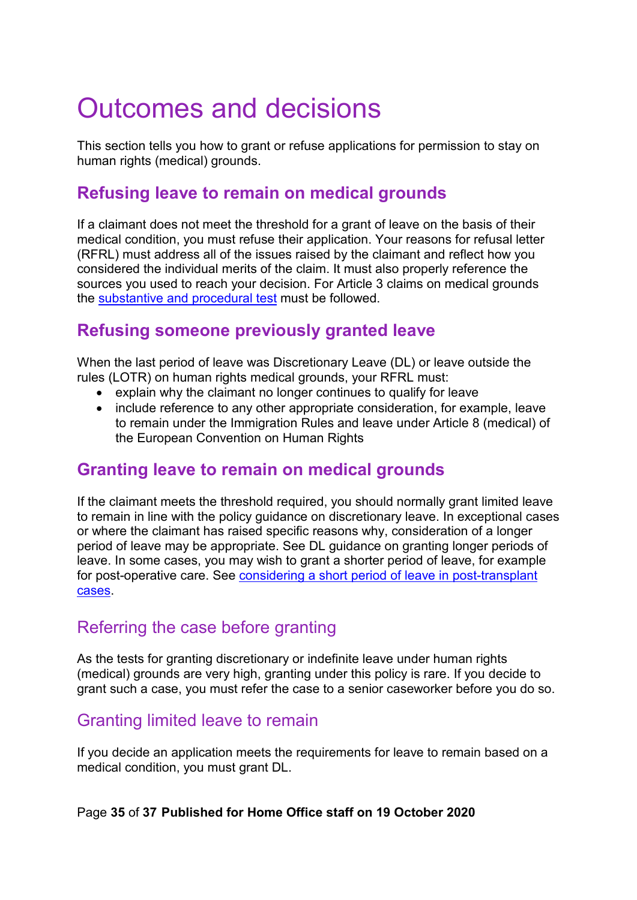# Outcomes and decisions

This section tells you how to grant or refuse applications for permission to stay on human rights (medical) grounds.

## Refusing leave to remain on medical grounds

If a claimant does not meet the threshold for a grant of leave on the basis of their medical condition, you must refuse their application. Your reasons for refusal letter (RFRL) must address all of the issues raised by the claimant and reflect how you considered the individual merits of the claim. It must also properly reference the sources you used to reach your decision. For Article 3 claims on medical grounds the substantive and procedural test must be followed.

## Refusing someone previously granted leave

When the last period of leave was Discretionary Leave (DL) or leave outside the rules (LOTR) on human rights medical grounds, your RFRL must:

- explain why the claimant no longer continues to qualify for leave
- include reference to any other appropriate consideration, for example, leave to remain under the Immigration Rules and leave under Article 8 (medical) of the European Convention on Human Rights

## Granting leave to remain on medical grounds

If the claimant meets the threshold required, you should normally grant limited leave to remain in line with the policy guidance on discretionary leave. In exceptional cases or where the claimant has raised specific reasons why, consideration of a longer period of leave may be appropriate. See DL guidance on granting longer periods of leave. In some cases, you may wish to grant a shorter period of leave, for example for post-operative care. See considering a short period of leave in post-transplant cases.

### Referring the case before granting

As the tests for granting discretionary or indefinite leave under human rights (medical) grounds are very high, granting under this policy is rare. If you decide to grant such a case, you must refer the case to a senior caseworker before you do so.

### Granting limited leave to remain

If you decide an application meets the requirements for leave to remain based on a medical condition, you must grant DL.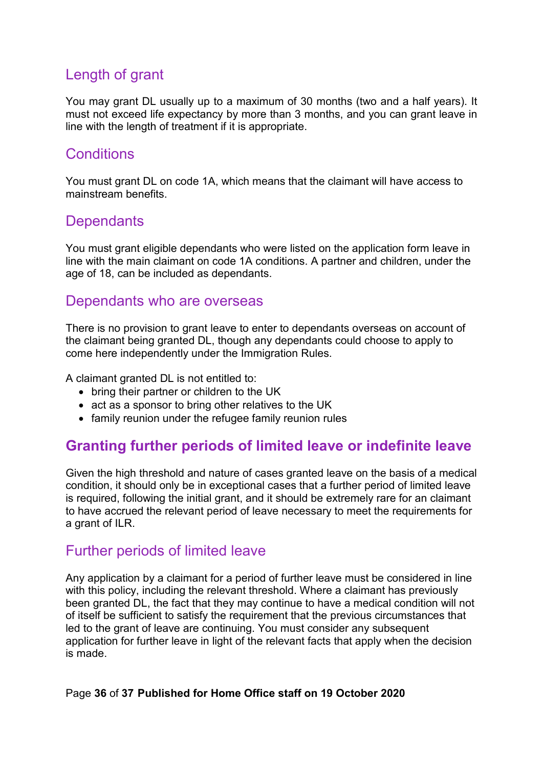## Length of grant

You may grant DL usually up to a maximum of 30 months (two and a half years). It must not exceed life expectancy by more than 3 months, and you can grant leave in line with the length of treatment if it is appropriate.

## Conditions

You must grant DL on code 1A, which means that the claimant will have access to mainstream benefits.

## Dependants

You must grant eligible dependants who were listed on the application form leave in line with the main claimant on code 1A conditions. A partner and children, under the age of 18, can be included as dependants.

## Dependants who are overseas

There is no provision to grant leave to enter to dependants overseas on account of the claimant being granted DL, though any dependants could choose to apply to come here independently under the Immigration Rules.

A claimant granted DL is not entitled to:

- bring their partner or children to the UK
- act as a sponsor to bring other relatives to the UK
- family reunion under the refugee family reunion rules

# Granting further periods of limited leave or indefinite leave

Given the high threshold and nature of cases granted leave on the basis of a medical condition, it should only be in exceptional cases that a further period of limited leave is required, following the initial grant, and it should be extremely rare for an claimant to have accrued the relevant period of leave necessary to meet the requirements for a grant of ILR.

## Further periods of limited leave

Any application by a claimant for a period of further leave must be considered in line with this policy, including the relevant threshold. Where a claimant has previously been granted DL, the fact that they may continue to have a medical condition will not of itself be sufficient to satisfy the requirement that the previous circumstances that led to the grant of leave are continuing. You must consider any subsequent application for further leave in light of the relevant facts that apply when the decision is made.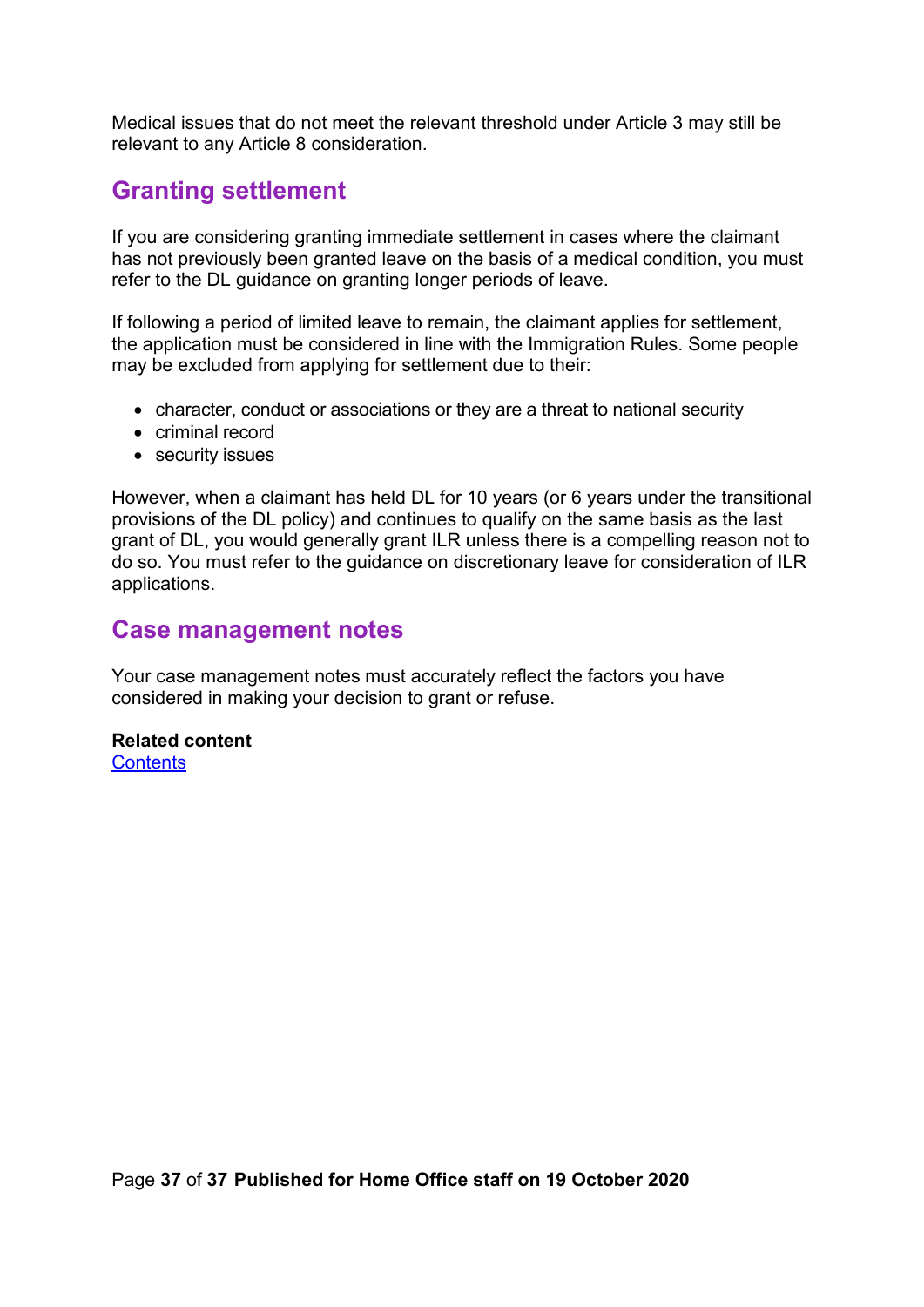Medical issues that do not meet the relevant threshold under Article 3 may still be relevant to any Article 8 consideration.

## Granting settlement

If you are considering granting immediate settlement in cases where the claimant has not previously been granted leave on the basis of a medical condition, you must refer to the DL guidance on granting longer periods of leave.

If following a period of limited leave to remain, the claimant applies for settlement, the application must be considered in line with the Immigration Rules. Some people may be excluded from applying for settlement due to their:

- character, conduct or associations or they are a threat to national security
- criminal record
- security issues

However, when a claimant has held DL for 10 years (or 6 years under the transitional provisions of the DL policy) and continues to qualify on the same basis as the last grant of DL, you would generally grant ILR unless there is a compelling reason not to do so. You must refer to the guidance on discretionary leave for consideration of ILR applications.

## Case management notes

Your case management notes must accurately reflect the factors you have considered in making your decision to grant or refuse.

**Related content**
[Contents]